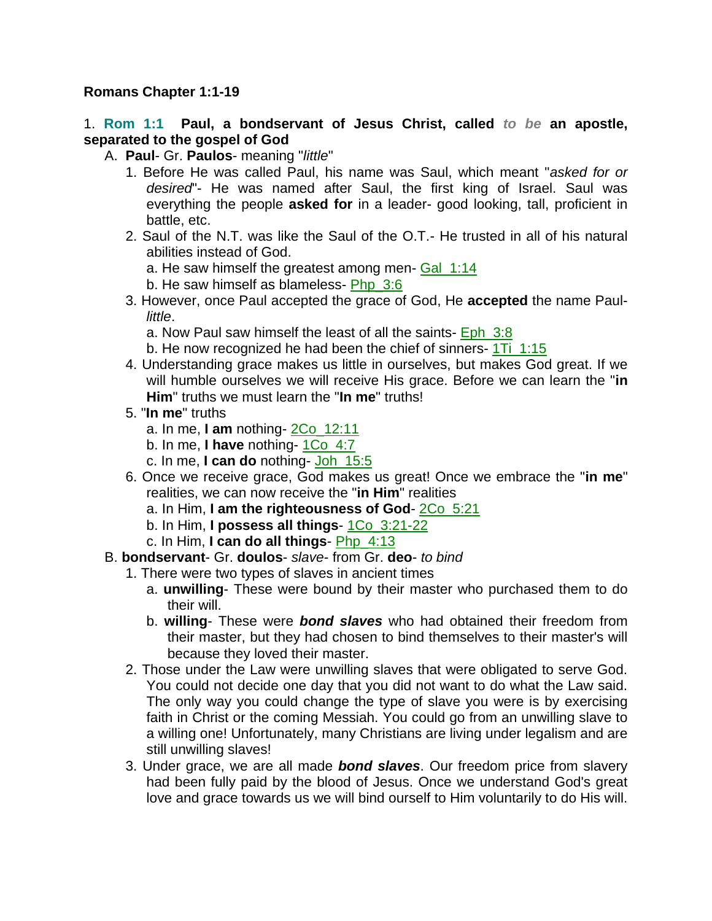**Romans Chapter 1:1-19**

1. **Rom 1:1 Paul, a bondservant of Jesus Christ, called** ***to be*** **an apostle, separated to the gospel of God**

   A. **Paul**- Gr. **Paulos**- meaning "*little*"

      1. Before He was called Paul, his name was Saul, which meant "*asked for or desired*"- He was named after Saul, the first king of Israel. Saul was everything the people **asked for** in a leader- good looking, tall, proficient in battle, etc.
      2. Saul of the N.T. was like the Saul of the O.T.- He trusted in all of his natural abilities instead of God.
         a. He saw himself the greatest among men- Gal 1:14
         b. He saw himself as blameless- Php 3:6
      3. However, once Paul accepted the grace of God, He **accepted** the name Paul- *little*.
         a. Now Paul saw himself the least of all the saints- Eph 3:8
         b. He now recognized he had been the chief of sinners- 1Ti 1:15
      4. Understanding grace makes us little in ourselves, but makes God great. If we will humble ourselves we will receive His grace. Before we can learn the "**in Him**" truths we must learn the "**In me**" truths!
      5. "**In me**" truths
         a. In me, **I am** nothing- 2Co 12:11
         b. In me, **I have** nothing- 1Co 4:7
         c. In me, **I can do** nothing- Joh 15:5
      6. Once we receive grace, God makes us great! Once we embrace the "**in me**" realities, we can now receive the "**in Him**" realities
         a. In Him, **I am the righteousness of God**- 2Co 5:21
         b. In Him, **I possess all things**- 1Co 3:21-22
         c. In Him, **I can do all things**- Php 4:13

   B. **bondservant**- Gr. **doulos**- *slave*- from Gr. **deo**- *to bind*

      1. There were two types of slaves in ancient times
         a. **unwilling**- These were bound by their master who purchased them to do their will.
         b. **willing**- These were ***bond slaves*** who had obtained their freedom from their master, but they had chosen to bind themselves to their master's will because they loved their master.
      2. Those under the Law were unwilling slaves that were obligated to serve God. You could not decide one day that you did not want to do what the Law said. The only way you could change the type of slave you were is by exercising faith in Christ or the coming Messiah. You could go from an unwilling slave to a willing one! Unfortunately, many Christians are living under legalism and are still unwilling slaves!
      3. Under grace, we are all made ***bond slaves***. Our freedom price from slavery had been fully paid by the blood of Jesus. Once we understand God's great love and grace towards us we will bind ourself to Him voluntarily to do His will.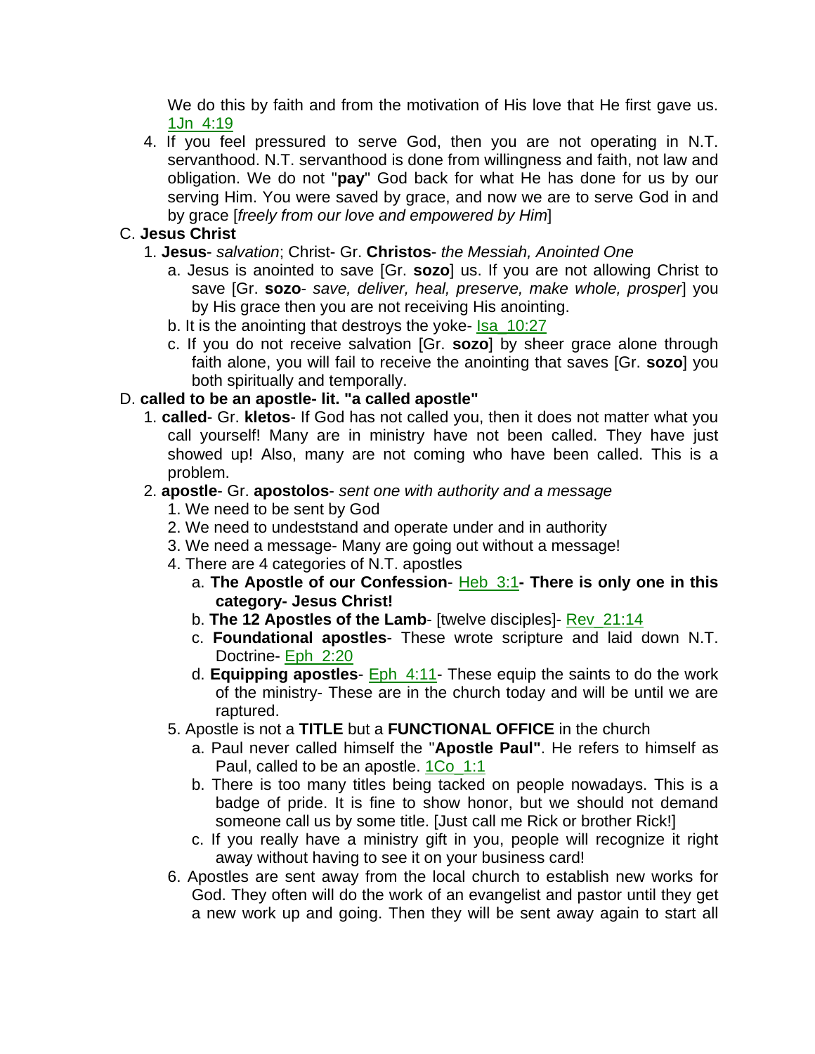We do this by faith and from the motivation of His love that He first gave us. 1Jn_4:19

4. If you feel pressured to serve God, then you are not operating in N.T. servanthood. N.T. servanthood is done from willingness and faith, not law and obligation. We do not "**pay**" God back for what He has done for us by our serving Him. You were saved by grace, and now we are to serve God in and by grace [*freely from our love and empowered by Him*]

C. **Jesus Christ**

1. **Jesus**- *salvation*; Christ- Gr. **Christos**- *the Messiah, Anointed One*
   a. Jesus is anointed to save [Gr. **sozo**] us. If you are not allowing Christ to save [Gr. **sozo**- *save, deliver, heal, preserve, make whole, prosper*] you by His grace then you are not receiving His anointing.
   b. It is the anointing that destroys the yoke- Isa_10:27
   c. If you do not receive salvation [Gr. **sozo**] by sheer grace alone through faith alone, you will fail to receive the anointing that saves [Gr. **sozo**] you both spiritually and temporally.

D. **called to be an apostle- lit. "a called apostle"**

1. **called**- Gr. **kletos**- If God has not called you, then it does not matter what you call yourself! Many are in ministry have not been called. They have just showed up! Also, many are not coming who have been called. This is a problem.
2. **apostle**- Gr. **apostolos**- *sent one with authority and a message*
   1. We need to be sent by God
   2. We need to undeststand and operate under and in authority
   3. We need a message- Many are going out without a message!
   4. There are 4 categories of N.T. apostles
      a. **The Apostle of our Confession**- Heb_3:1**- There is only one in this category- Jesus Christ!**
      b. **The 12 Apostles of the Lamb**- [twelve disciples]- Rev_21:14
      c. **Foundational apostles**- These wrote scripture and laid down N.T. Doctrine- Eph_2:20
      d. **Equipping apostles**- Eph_4:11- These equip the saints to do the work of the ministry- These are in the church today and will be until we are raptured.
   5. Apostle is not a **TITLE** but a **FUNCTIONAL OFFICE** in the church
      a. Paul never called himself the "**Apostle Paul"**. He refers to himself as Paul, called to be an apostle. 1Co_1:1
      b. There is too many titles being tacked on people nowadays. This is a badge of pride. It is fine to show honor, but we should not demand someone call us by some title. [Just call me Rick or brother Rick!]
      c. If you really have a ministry gift in you, people will recognize it right away without having to see it on your business card!
   6. Apostles are sent away from the local church to establish new works for God. They often will do the work of an evangelist and pastor until they get a new work up and going. Then they will be sent away again to start all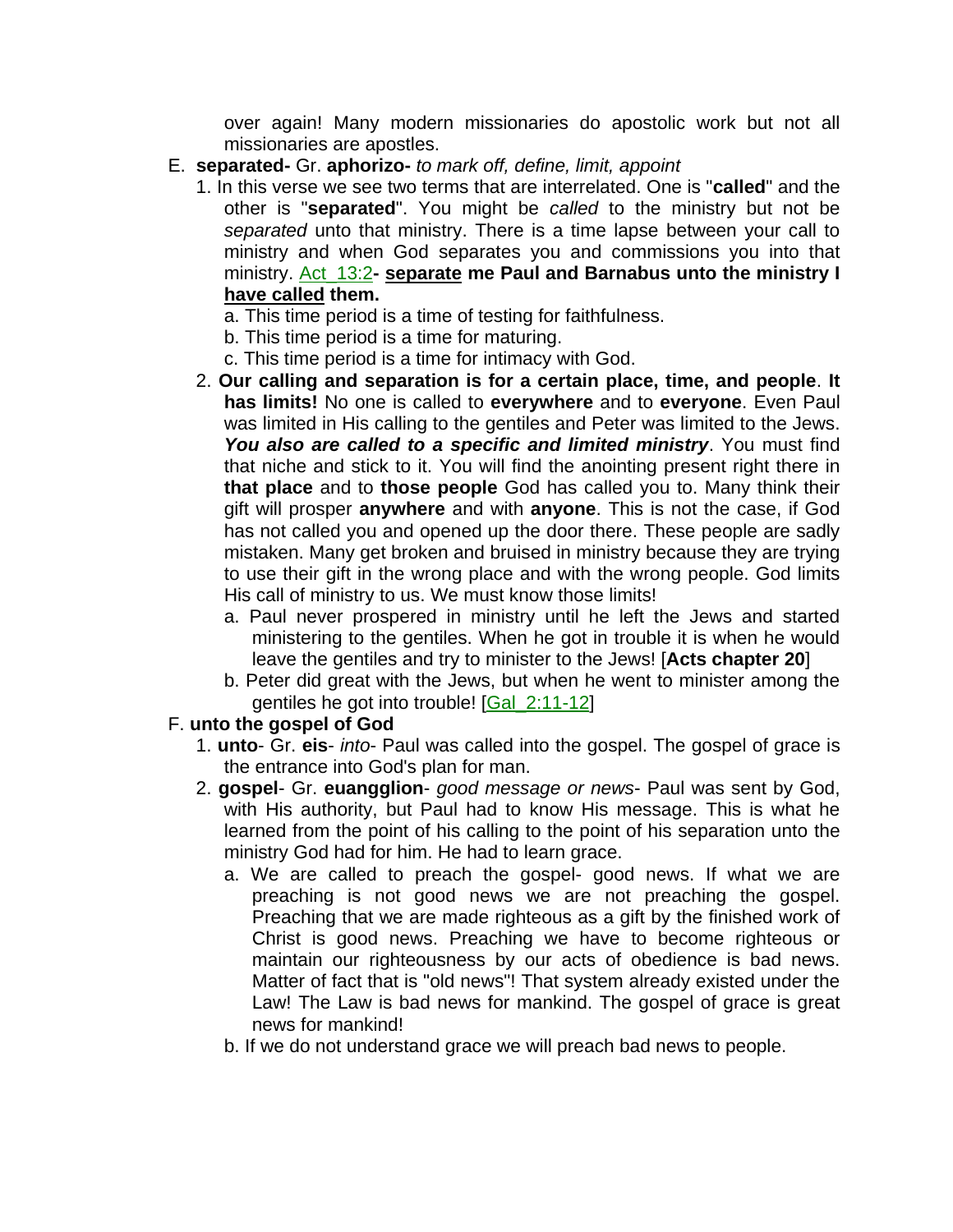over again! Many modern missionaries do apostolic work but not all missionaries are apostles.

E. **separated-** Gr. **aphorizo-** *to mark off, define, limit, appoint*

1. In this verse we see two terms that are interrelated. One is "**called**" and the other is "**separated**". You might be *called* to the ministry but not be *separated* unto that ministry. There is a time lapse between your call to ministry and when God separates you and commissions you into that ministry. Act_13:2**- <u>separate</u> me Paul and Barnabus unto the ministry I <u>have called</u> them.**
    a. This time period is a time of testing for faithfulness.
    b. This time period is a time for maturing.
    c. This time period is a time for intimacy with God.
2. **Our calling and separation is for a certain place, time, and people**. **It has limits!** No one is called to **everywhere** and to **everyone**. Even Paul was limited in His calling to the gentiles and Peter was limited to the Jews. ***You also are called to a specific and limited ministry***. You must find that niche and stick to it. You will find the anointing present right there in **that place** and to **those people** God has called you to. Many think their gift will prosper **anywhere** and with **anyone**. This is not the case, if God has not called you and opened up the door there. These people are sadly mistaken. Many get broken and bruised in ministry because they are trying to use their gift in the wrong place and with the wrong people. God limits His call of ministry to us. We must know those limits!
    a. Paul never prospered in ministry until he left the Jews and started ministering to the gentiles. When he got in trouble it is when he would leave the gentiles and try to minister to the Jews! [**Acts chapter 20**]
    b. Peter did great with the Jews, but when he went to minister among the gentiles he got into trouble! [Gal_2:11-12]

F. **unto the gospel of God**

1. **unto**- Gr. **eis**- *into*- Paul was called into the gospel. The gospel of grace is the entrance into God's plan for man.
2. **gospel**- Gr. **euangglion**- *good message or news*- Paul was sent by God, with His authority, but Paul had to know His message. This is what he learned from the point of his calling to the point of his separation unto the ministry God had for him. He had to learn grace.
    a. We are called to preach the gospel- good news. If what we are preaching is not good news we are not preaching the gospel. Preaching that we are made righteous as a gift by the finished work of Christ is good news. Preaching we have to become righteous or maintain our righteousness by our acts of obedience is bad news. Matter of fact that is "old news"! That system already existed under the Law! The Law is bad news for mankind. The gospel of grace is great news for mankind!
    b. If we do not understand grace we will preach bad news to people.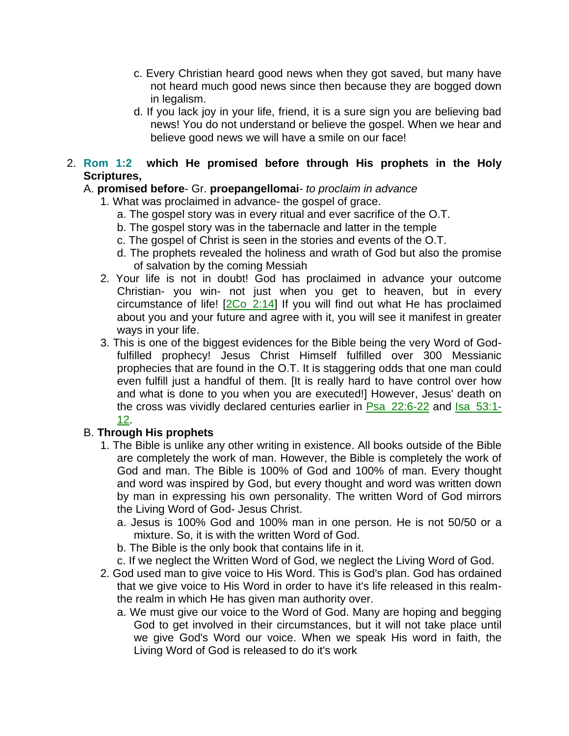c. Every Christian heard good news when they got saved, but many have not heard much good news since then because they are bogged down in legalism.
   d. If you lack joy in your life, friend, it is a sure sign you are believing bad news! You do not understand or believe the gospel. When we hear and believe good news we will have a smile on our face!

2. **Rom 1:2 which He promised before through His prophets in the Holy Scriptures,**

A. **promised before**- Gr. **proepangellomai**- *to proclaim in advance*
   1. What was proclaimed in advance- the gospel of grace.
      a. The gospel story was in every ritual and ever sacrifice of the O.T.
      b. The gospel story was in the tabernacle and latter in the temple
      c. The gospel of Christ is seen in the stories and events of the O.T.
      d. The prophets revealed the holiness and wrath of God but also the promise of salvation by the coming Messiah
   2. Your life is not in doubt! God has proclaimed in advance your outcome Christian- you win- not just when you get to heaven, but in every circumstance of life! [2Co 2:14] If you will find out what He has proclaimed about you and your future and agree with it, you will see it manifest in greater ways in your life.
   3. This is one of the biggest evidences for the Bible being the very Word of God- fulfilled prophecy! Jesus Christ Himself fulfilled over 300 Messianic prophecies that are found in the O.T. It is staggering odds that one man could even fulfill just a handful of them. [It is really hard to have control over how and what is done to you when you are executed!] However, Jesus' death on the cross was vividly declared centuries earlier in Psa 22:6-22 and Isa 53:1-12.

B. **Through His prophets**
   1. The Bible is unlike any other writing in existence. All books outside of the Bible are completely the work of man. However, the Bible is completely the work of God and man. The Bible is 100% of God and 100% of man. Every thought and word was inspired by God, but every thought and word was written down by man in expressing his own personality. The written Word of God mirrors the Living Word of God- Jesus Christ.
      a. Jesus is 100% God and 100% man in one person. He is not 50/50 or a mixture. So, it is with the written Word of God.
      b. The Bible is the only book that contains life in it.
      c. If we neglect the Written Word of God, we neglect the Living Word of God.
   2. God used man to give voice to His Word. This is God's plan. God has ordained that we give voice to His Word in order to have it's life released in this realm- the realm in which He has given man authority over.
      a. We must give our voice to the Word of God. Many are hoping and begging God to get involved in their circumstances, but it will not take place until we give God's Word our voice. When we speak His word in faith, the Living Word of God is released to do it's work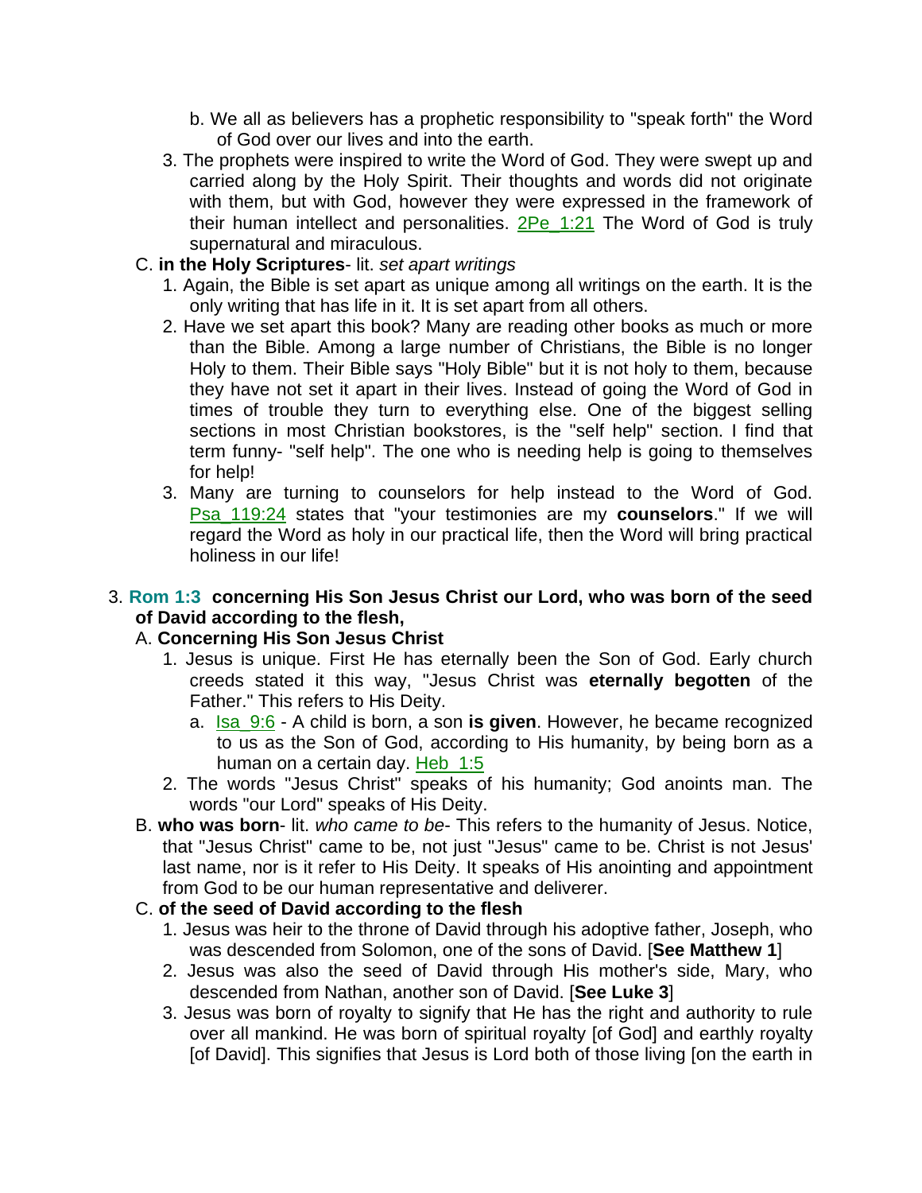b. We all as believers has a prophetic responsibility to "speak forth" the Word of God over our lives and into the earth.

3. The prophets were inspired to write the Word of God. They were swept up and carried along by the Holy Spirit. Their thoughts and words did not originate with them, but with God, however they were expressed in the framework of their human intellect and personalities. 2Pe_1:21 The Word of God is truly supernatural and miraculous.

C. **in the Holy Scriptures**- lit. *set apart writings*

1. Again, the Bible is set apart as unique among all writings on the earth. It is the only writing that has life in it. It is set apart from all others.
2. Have we set apart this book? Many are reading other books as much or more than the Bible. Among a large number of Christians, the Bible is no longer Holy to them. Their Bible says "Holy Bible" but it is not holy to them, because they have not set it apart in their lives. Instead of going the Word of God in times of trouble they turn to everything else. One of the biggest selling sections in most Christian bookstores, is the "self help" section. I find that term funny- "self help". The one who is needing help is going to themselves for help!
3. Many are turning to counselors for help instead to the Word of God. Psa_119:24 states that "your testimonies are my **counselors**." If we will regard the Word as holy in our practical life, then the Word will bring practical holiness in our life!

3. **Rom 1:3 concerning His Son Jesus Christ our Lord, who was born of the seed of David according to the flesh,**

A. **Concerning His Son Jesus Christ**

1. Jesus is unique. First He has eternally been the Son of God. Early church creeds stated it this way, "Jesus Christ was **eternally begotten** of the Father." This refers to His Deity.
   a. Isa_9:6 - A child is born, a son **is given**. However, he became recognized to us as the Son of God, according to His humanity, by being born as a human on a certain day. Heb_1:5
2. The words "Jesus Christ" speaks of his humanity; God anoints man. The words "our Lord" speaks of His Deity.

B. **who was born**- lit. *who came to be*- This refers to the humanity of Jesus. Notice, that "Jesus Christ" came to be, not just "Jesus" came to be. Christ is not Jesus' last name, nor is it refer to His Deity. It speaks of His anointing and appointment from God to be our human representative and deliverer.

C. **of the seed of David according to the flesh**

1. Jesus was heir to the throne of David through his adoptive father, Joseph, who was descended from Solomon, one of the sons of David. [**See Matthew 1**]
2. Jesus was also the seed of David through His mother's side, Mary, who descended from Nathan, another son of David. [**See Luke 3**]
3. Jesus was born of royalty to signify that He has the right and authority to rule over all mankind. He was born of spiritual royalty [of God] and earthly royalty [of David]. This signifies that Jesus is Lord both of those living [on the earth in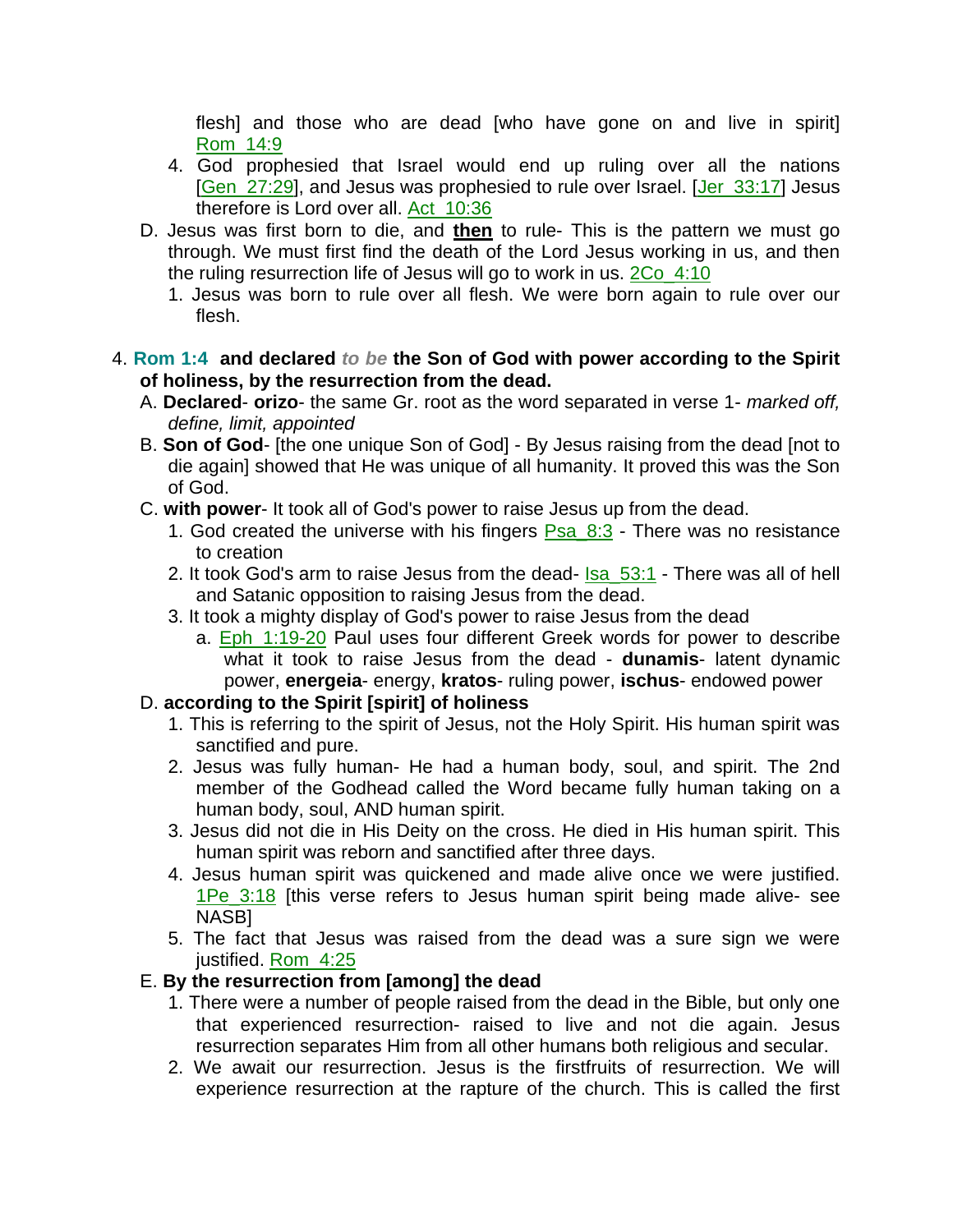flesh] and those who are dead [who have gone on and live in spirit] Rom_14:9

4. God prophesied that Israel would end up ruling over all the nations [Gen_27:29], and Jesus was prophesied to rule over Israel. [Jer_33:17] Jesus therefore is Lord over all. Act_10:36

D. Jesus was first born to die, and **then** to rule- This is the pattern we must go through. We must first find the death of the Lord Jesus working in us, and then the ruling resurrection life of Jesus will go to work in us. 2Co_4:10

1. Jesus was born to rule over all flesh. We were born again to rule over our flesh.

4. **Rom 1:4 and declared** ***to be*** **the Son of God with power according to the Spirit of holiness, by the resurrection from the dead.**

A. **Declared**- **orizo**- the same Gr. root as the word separated in verse 1- *marked off, define, limit, appointed*

B. **Son of God**- [the one unique Son of God] - By Jesus raising from the dead [not to die again] showed that He was unique of all humanity. It proved this was the Son of God.

C. **with power**- It took all of God's power to raise Jesus up from the dead.

1. God created the universe with his fingers Psa_8:3 - There was no resistance to creation
2. It took God's arm to raise Jesus from the dead- Isa_53:1 - There was all of hell and Satanic opposition to raising Jesus from the dead.
3. It took a mighty display of God's power to raise Jesus from the dead
   a. Eph_1:19-20 Paul uses four different Greek words for power to describe what it took to raise Jesus from the dead - **dunamis**- latent dynamic power, **energeia**- energy, **kratos**- ruling power, **ischus**- endowed power

D. **according to the Spirit [spirit] of holiness**

1. This is referring to the spirit of Jesus, not the Holy Spirit. His human spirit was sanctified and pure.
2. Jesus was fully human- He had a human body, soul, and spirit. The 2nd member of the Godhead called the Word became fully human taking on a human body, soul, AND human spirit.
3. Jesus did not die in His Deity on the cross. He died in His human spirit. This human spirit was reborn and sanctified after three days.
4. Jesus human spirit was quickened and made alive once we were justified. 1Pe_3:18 [this verse refers to Jesus human spirit being made alive- see NASB]
5. The fact that Jesus was raised from the dead was a sure sign we were justified. Rom_4:25

E. **By the resurrection from [among] the dead**

1. There were a number of people raised from the dead in the Bible, but only one that experienced resurrection- raised to live and not die again. Jesus resurrection separates Him from all other humans both religious and secular.
2. We await our resurrection. Jesus is the firstfruits of resurrection. We will experience resurrection at the rapture of the church. This is called the first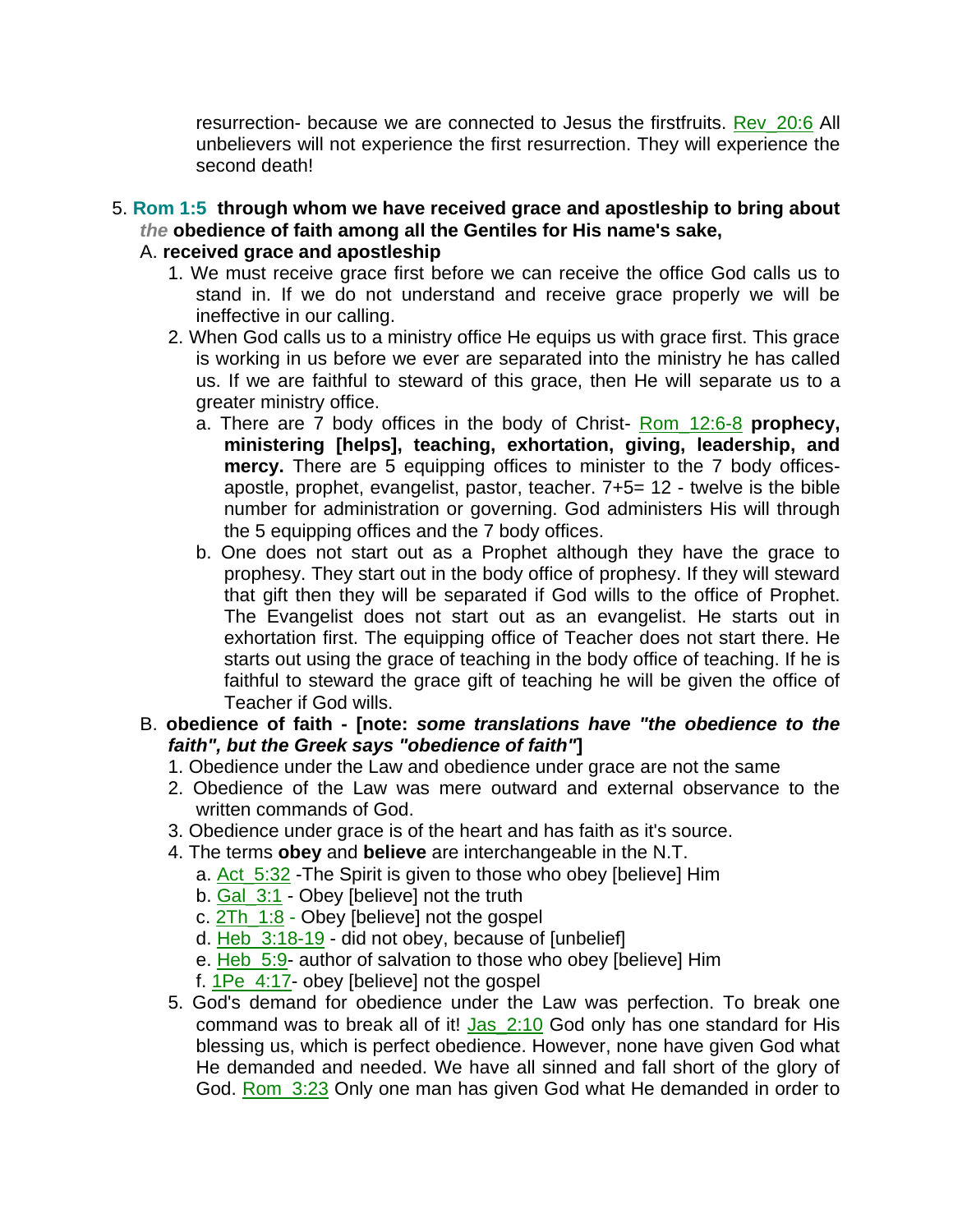resurrection- because we are connected to Jesus the firstfruits. Rev_20:6 All unbelievers will not experience the first resurrection. They will experience the second death!

5. **Rom 1:5 through whom we have received grace and apostleship to bring about *the* obedience of faith among all the Gentiles for His name's sake,**
   A. **received grace and apostleship**
      1. We must receive grace first before we can receive the office God calls us to stand in. If we do not understand and receive grace properly we will be ineffective in our calling.
      2. When God calls us to a ministry office He equips us with grace first. This grace is working in us before we ever are separated into the ministry he has called us. If we are faithful to steward of this grace, then He will separate us to a greater ministry office.
         a. There are 7 body offices in the body of Christ- Rom_12:6-8 **prophecy, ministering [helps], teaching, exhortation, giving, leadership, and mercy.** There are 5 equipping offices to minister to the 7 body offices- apostle, prophet, evangelist, pastor, teacher. 7+5= 12 - twelve is the bible number for administration or governing. God administers His will through the 5 equipping offices and the 7 body offices.
         b. One does not start out as a Prophet although they have the grace to prophesy. They start out in the body office of prophesy. If they will steward that gift then they will be separated if God wills to the office of Prophet. The Evangelist does not start out as an evangelist. He starts out in exhortation first. The equipping office of Teacher does not start there. He starts out using the grace of teaching in the body office of teaching. If he is faithful to steward the grace gift of teaching he will be given the office of Teacher if God wills.
   B. **obedience of faith - [note: *some translations have "the obedience to the faith", but the Greek says "obedience of faith"*]**
      1. Obedience under the Law and obedience under grace are not the same
      2. Obedience of the Law was mere outward and external observance to the written commands of God.
      3. Obedience under grace is of the heart and has faith as it's source.
      4. The terms **obey** and **believe** are interchangeable in the N.T.
         a. Act_5:32 -The Spirit is given to those who obey [believe] Him
         b. Gal_3:1 - Obey [believe] not the truth
         c. 2Th_1:8 - Obey [believe] not the gospel
         d. Heb_3:18-19 - did not obey, because of [unbelief]
         e. Heb_5:9- author of salvation to those who obey [believe] Him
         f. 1Pe_4:17- obey [believe] not the gospel
      5. God's demand for obedience under the Law was perfection. To break one command was to break all of it! Jas_2:10 God only has one standard for His blessing us, which is perfect obedience. However, none have given God what He demanded and needed. We have all sinned and fall short of the glory of God. Rom_3:23 Only one man has given God what He demanded in order to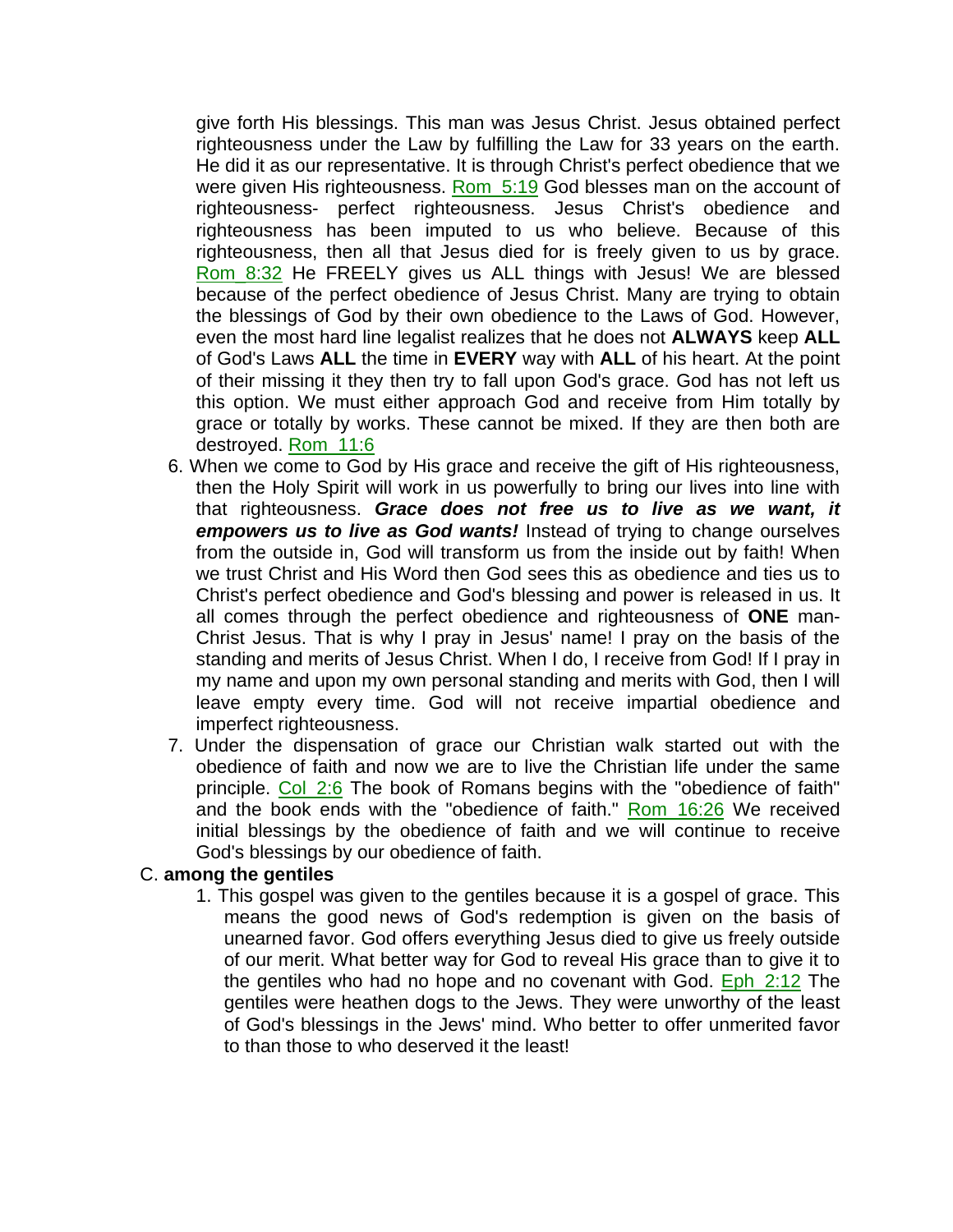give forth His blessings. This man was Jesus Christ. Jesus obtained perfect righteousness under the Law by fulfilling the Law for 33 years on the earth. He did it as our representative. It is through Christ's perfect obedience that we were given His righteousness. Rom_5:19 God blesses man on the account of righteousness- perfect righteousness. Jesus Christ's obedience and righteousness has been imputed to us who believe. Because of this righteousness, then all that Jesus died for is freely given to us by grace. Rom_8:32 He FREELY gives us ALL things with Jesus! We are blessed because of the perfect obedience of Jesus Christ. Many are trying to obtain the blessings of God by their own obedience to the Laws of God. However, even the most hard line legalist realizes that he does not **ALWAYS** keep **ALL** of God's Laws **ALL** the time in **EVERY** way with **ALL** of his heart. At the point of their missing it they then try to fall upon God's grace. God has not left us this option. We must either approach God and receive from Him totally by grace or totally by works. These cannot be mixed. If they are then both are destroyed. Rom_11:6

6. When we come to God by His grace and receive the gift of His righteousness, then the Holy Spirit will work in us powerfully to bring our lives into line with that righteousness. ***Grace does not free us to live as we want, it empowers us to live as God wants!*** Instead of trying to change ourselves from the outside in, God will transform us from the inside out by faith! When we trust Christ and His Word then God sees this as obedience and ties us to Christ's perfect obedience and God's blessing and power is released in us. It all comes through the perfect obedience and righteousness of **ONE** man-Christ Jesus. That is why I pray in Jesus' name! I pray on the basis of the standing and merits of Jesus Christ. When I do, I receive from God! If I pray in my name and upon my own personal standing and merits with God, then I will leave empty every time. God will not receive impartial obedience and imperfect righteousness.
7. Under the dispensation of grace our Christian walk started out with the obedience of faith and now we are to live the Christian life under the same principle. Col_2:6 The book of Romans begins with the "obedience of faith" and the book ends with the "obedience of faith." Rom_16:26 We received initial blessings by the obedience of faith and we will continue to receive God's blessings by our obedience of faith.

C. **among the gentiles**

1. This gospel was given to the gentiles because it is a gospel of grace. This means the good news of God's redemption is given on the basis of unearned favor. God offers everything Jesus died to give us freely outside of our merit. What better way for God to reveal His grace than to give it to the gentiles who had no hope and no covenant with God. Eph_2:12 The gentiles were heathen dogs to the Jews. They were unworthy of the least of God's blessings in the Jews' mind. Who better to offer unmerited favor to than those to who deserved it the least!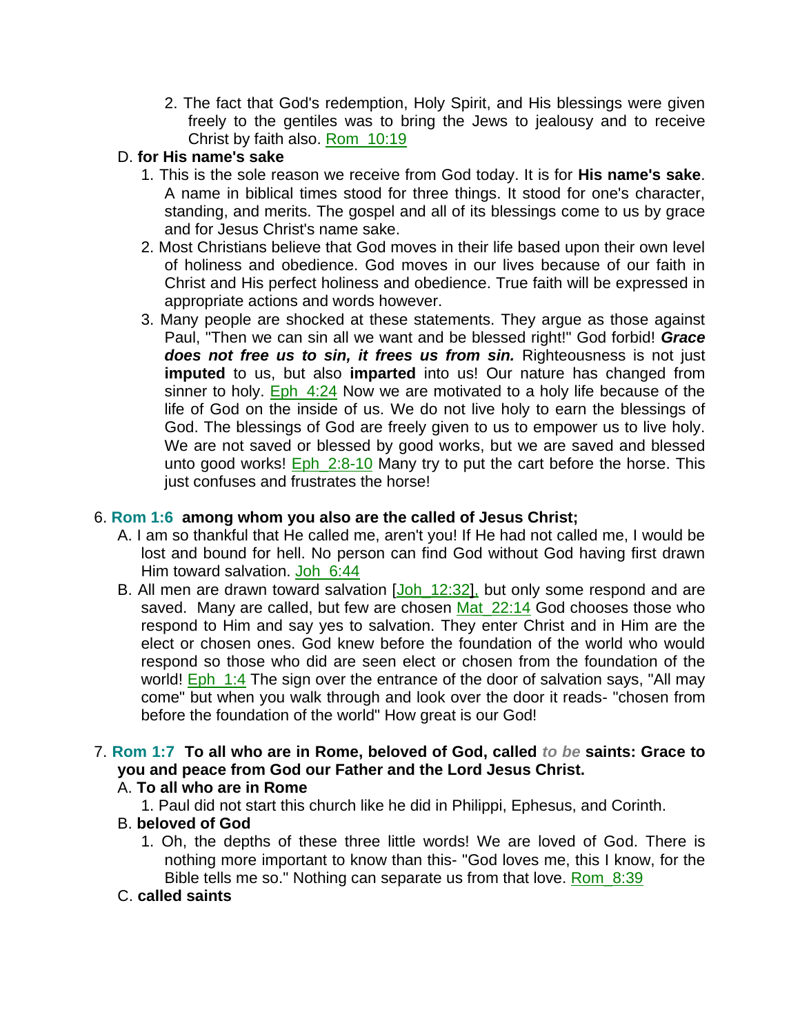2. The fact that God's redemption, Holy Spirit, and His blessings were given freely to the gentiles was to bring the Jews to jealousy and to receive Christ by faith also. Rom_10:19

D. **for His name's sake**

1. This is the sole reason we receive from God today. It is for **His name's sake**. A name in biblical times stood for three things. It stood for one's character, standing, and merits. The gospel and all of its blessings come to us by grace and for Jesus Christ's name sake.
2. Most Christians believe that God moves in their life based upon their own level of holiness and obedience. God moves in our lives because of our faith in Christ and His perfect holiness and obedience. True faith will be expressed in appropriate actions and words however.
3. Many people are shocked at these statements. They argue as those against Paul, "Then we can sin all we want and be blessed right!" God forbid! ***Grace does not free us to sin, it frees us from sin.*** Righteousness is not just **imputed** to us, but also **imparted** into us! Our nature has changed from sinner to holy. Eph_4:24 Now we are motivated to a holy life because of the life of God on the inside of us. We do not live holy to earn the blessings of God. The blessings of God are freely given to us to empower us to live holy. We are not saved or blessed by good works, but we are saved and blessed unto good works! Eph_2:8-10 Many try to put the cart before the horse. This just confuses and frustrates the horse!

6. **Rom 1:6 among whom you also are the called of Jesus Christ;**

A. I am so thankful that He called me, aren't you! If He had not called me, I would be lost and bound for hell. No person can find God without God having first drawn Him toward salvation. Joh_6:44

B. All men are drawn toward salvation [Joh_12:32], but only some respond and are saved. Many are called, but few are chosen Mat_22:14 God chooses those who respond to Him and say yes to salvation. They enter Christ and in Him are the elect or chosen ones. God knew before the foundation of the world who would respond so those who did are seen elect or chosen from the foundation of the world! Eph_1:4 The sign over the entrance of the door of salvation says, "All may come" but when you walk through and look over the door it reads- "chosen from before the foundation of the world" How great is our God!

7. **Rom 1:7 To all who are in Rome, beloved of God, called *to be* saints: Grace to you and peace from God our Father and the Lord Jesus Christ.**

A. **To all who are in Rome**

1. Paul did not start this church like he did in Philippi, Ephesus, and Corinth.

B. **beloved of God**

1. Oh, the depths of these three little words! We are loved of God. There is nothing more important to know than this- "God loves me, this I know, for the Bible tells me so." Nothing can separate us from that love. Rom_8:39

C. **called saints**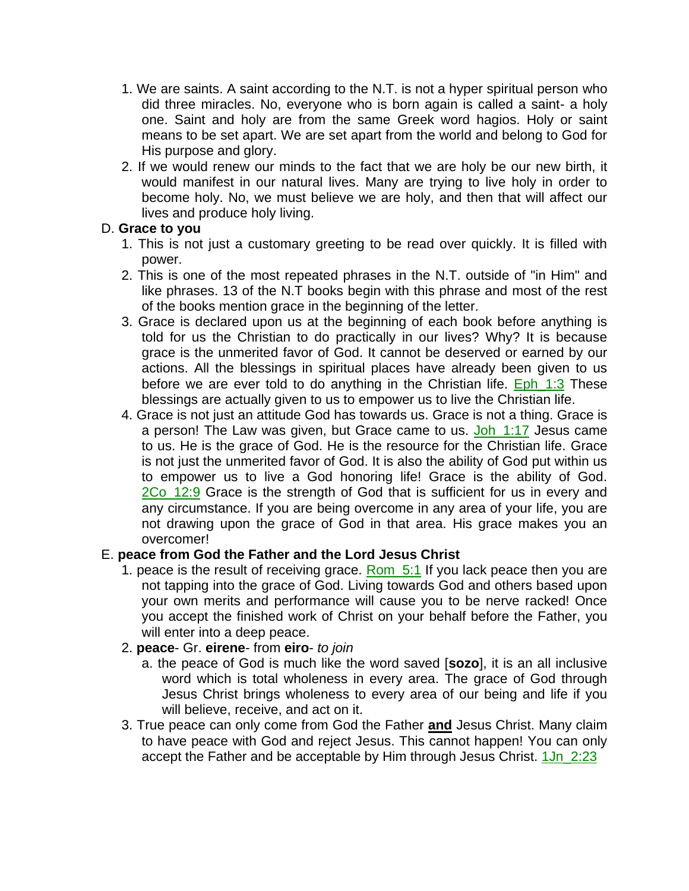1. We are saints. A saint according to the N.T. is not a hyper spiritual person who did three miracles. No, everyone who is born again is called a saint- a holy one. Saint and holy are from the same Greek word hagios. Holy or saint means to be set apart. We are set apart from the world and belong to God for His purpose and glory.
2. If we would renew our minds to the fact that we are holy be our new birth, it would manifest in our natural lives. Many are trying to live holy in order to become holy. No, we must believe we are holy, and then that will affect our lives and produce holy living.

D. **Grace to you**

1. This is not just a customary greeting to be read over quickly. It is filled with power.
2. This is one of the most repeated phrases in the N.T. outside of "in Him" and like phrases. 13 of the N.T books begin with this phrase and most of the rest of the books mention grace in the beginning of the letter.
3. Grace is declared upon us at the beginning of each book before anything is told for us the Christian to do practically in our lives? Why? It is because grace is the unmerited favor of God. It cannot be deserved or earned by our actions. All the blessings in spiritual places have already been given to us before we are ever told to do anything in the Christian life. Eph_1:3 These blessings are actually given to us to empower us to live the Christian life.
4. Grace is not just an attitude God has towards us. Grace is not a thing. Grace is a person! The Law was given, but Grace came to us. Joh_1:17 Jesus came to us. He is the grace of God. He is the resource for the Christian life. Grace is not just the unmerited favor of God. It is also the ability of God put within us to empower us to live a God honoring life! Grace is the ability of God. 2Co_12:9 Grace is the strength of God that is sufficient for us in every and any circumstance. If you are being overcome in any area of your life, you are not drawing upon the grace of God in that area. His grace makes you an overcomer!

E. **peace from God the Father and the Lord Jesus Christ**

1. peace is the result of receiving grace. Rom_5:1 If you lack peace then you are not tapping into the grace of God. Living towards God and others based upon your own merits and performance will cause you to be nerve racked! Once you accept the finished work of Christ on your behalf before the Father, you will enter into a deep peace.
2. **peace**- Gr. **eirene**- from **eiro**- *to join*
   a. the peace of God is much like the word saved [**sozo**], it is an all inclusive word which is total wholeness in every area. The grace of God through Jesus Christ brings wholeness to every area of our being and life if you will believe, receive, and act on it.
3. True peace can only come from God the Father **and** Jesus Christ. Many claim to have peace with God and reject Jesus. This cannot happen! You can only accept the Father and be acceptable by Him through Jesus Christ. 1Jn_2:23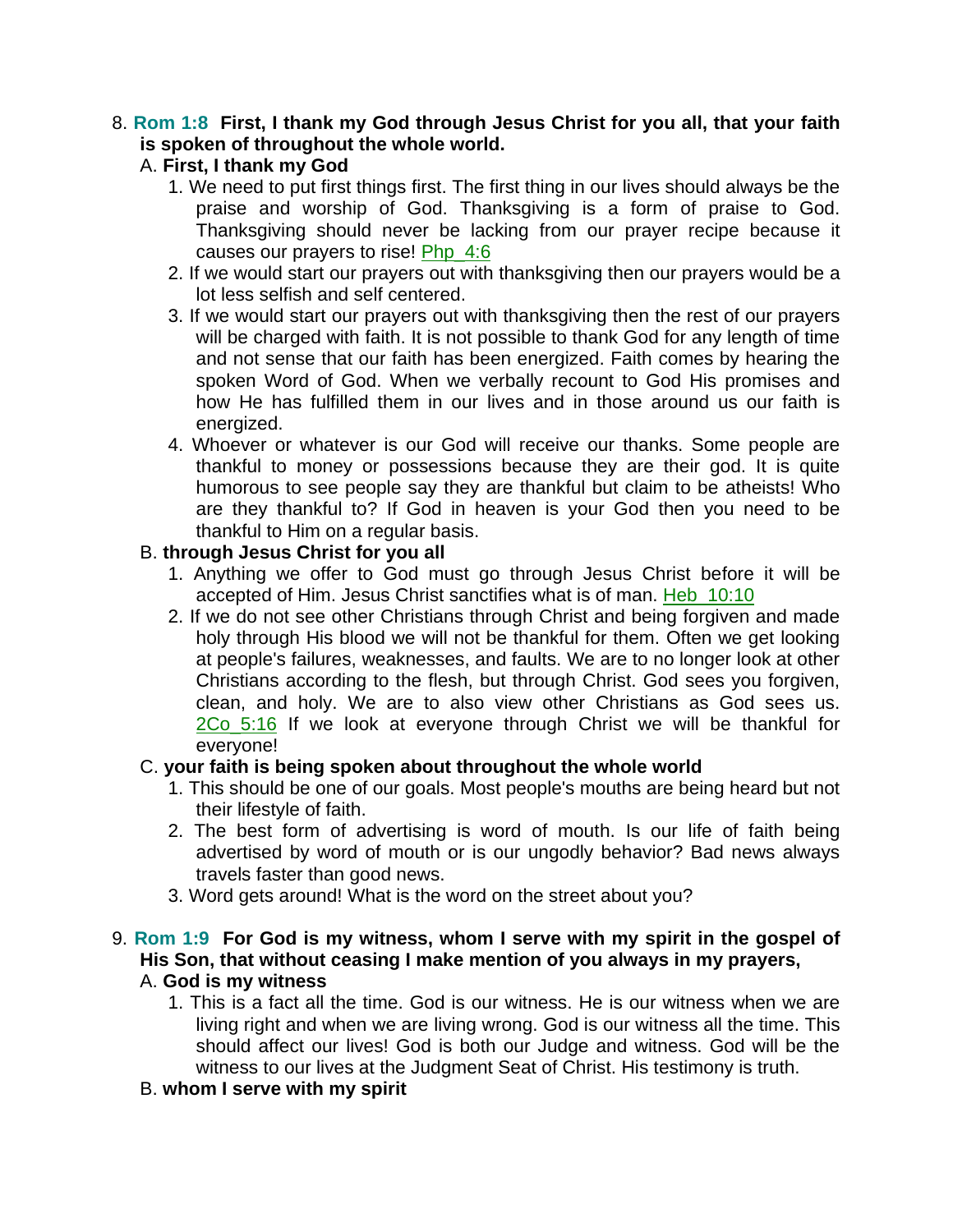8. **Rom 1:8 First, I thank my God through Jesus Christ for you all, that your faith is spoken of throughout the whole world.**

   A. **First, I thank my God**

      1. We need to put first things first. The first thing in our lives should always be the praise and worship of God. Thanksgiving is a form of praise to God. Thanksgiving should never be lacking from our prayer recipe because it causes our prayers to rise! Php_4:6
      2. If we would start our prayers out with thanksgiving then our prayers would be a lot less selfish and self centered.
      3. If we would start our prayers out with thanksgiving then the rest of our prayers will be charged with faith. It is not possible to thank God for any length of time and not sense that our faith has been energized. Faith comes by hearing the spoken Word of God. When we verbally recount to God His promises and how He has fulfilled them in our lives and in those around us our faith is energized.
      4. Whoever or whatever is our God will receive our thanks. Some people are thankful to money or possessions because they are their god. It is quite humorous to see people say they are thankful but claim to be atheists! Who are they thankful to? If God in heaven is your God then you need to be thankful to Him on a regular basis.

   B. **through Jesus Christ for you all**

      1. Anything we offer to God must go through Jesus Christ before it will be accepted of Him. Jesus Christ sanctifies what is of man. Heb_10:10
      2. If we do not see other Christians through Christ and being forgiven and made holy through His blood we will not be thankful for them. Often we get looking at people's failures, weaknesses, and faults. We are to no longer look at other Christians according to the flesh, but through Christ. God sees you forgiven, clean, and holy. We are to also view other Christians as God sees us. 2Co_5:16 If we look at everyone through Christ we will be thankful for everyone!

   C. **your faith is being spoken about throughout the whole world**

      1. This should be one of our goals. Most people's mouths are being heard but not their lifestyle of faith.
      2. The best form of advertising is word of mouth. Is our life of faith being advertised by word of mouth or is our ungodly behavior? Bad news always travels faster than good news.
      3. Word gets around! What is the word on the street about you?

9. **Rom 1:9 For God is my witness, whom I serve with my spirit in the gospel of His Son, that without ceasing I make mention of you always in my prayers,**

   A. **God is my witness**

      1. This is a fact all the time. God is our witness. He is our witness when we are living right and when we are living wrong. God is our witness all the time. This should affect our lives! God is both our Judge and witness. God will be the witness to our lives at the Judgment Seat of Christ. His testimony is truth.

   B. **whom I serve with my spirit**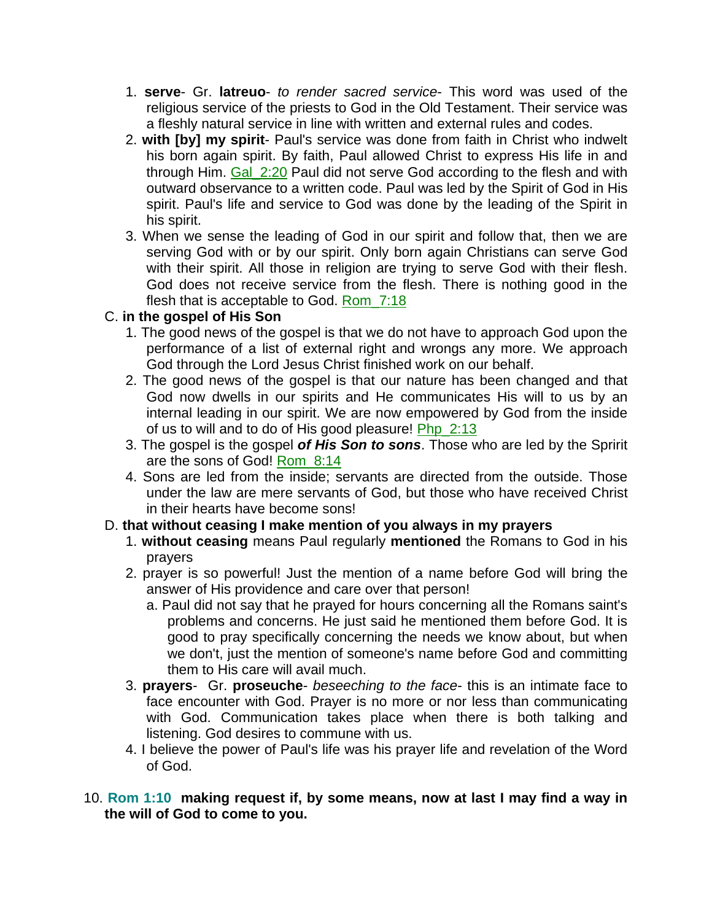1. **serve**- Gr. **latreuo**- *to render sacred service*- This word was used of the religious service of the priests to God in the Old Testament. Their service was a fleshly natural service in line with written and external rules and codes.
2. **with [by] my spirit**- Paul's service was done from faith in Christ who indwelt his born again spirit. By faith, Paul allowed Christ to express His life in and through Him. Gal_2:20 Paul did not serve God according to the flesh and with outward observance to a written code. Paul was led by the Spirit of God in His spirit. Paul's life and service to God was done by the leading of the Spirit in his spirit.
3. When we sense the leading of God in our spirit and follow that, then we are serving God with or by our spirit. Only born again Christians can serve God with their spirit. All those in religion are trying to serve God with their flesh. God does not receive service from the flesh. There is nothing good in the flesh that is acceptable to God. Rom_7:18

C. **in the gospel of His Son**

1. The good news of the gospel is that we do not have to approach God upon the performance of a list of external right and wrongs any more. We approach God through the Lord Jesus Christ finished work on our behalf.
2. The good news of the gospel is that our nature has been changed and that God now dwells in our spirits and He communicates His will to us by an internal leading in our spirit. We are now empowered by God from the inside of us to will and to do of His good pleasure! Php_2:13
3. The gospel is the gospel ***of His Son to sons***. Those who are led by the Spririt are the sons of God! Rom_8:14
4. Sons are led from the inside; servants are directed from the outside. Those under the law are mere servants of God, but those who have received Christ in their hearts have become sons!

D. **that without ceasing I make mention of you always in my prayers**

1. **without ceasing** means Paul regularly **mentioned** the Romans to God in his prayers
2. prayer is so powerful! Just the mention of a name before God will bring the answer of His providence and care over that person!
   a. Paul did not say that he prayed for hours concerning all the Romans saint's problems and concerns. He just said he mentioned them before God. It is good to pray specifically concerning the needs we know about, but when we don't, just the mention of someone's name before God and committing them to His care will avail much.
3. **prayers**- Gr. **proseuche**- *beseeching to the face*- this is an intimate face to face encounter with God. Prayer is no more or nor less than communicating with God. Communication takes place when there is both talking and listening. God desires to commune with us.
4. I believe the power of Paul's life was his prayer life and revelation of the Word of God.

10. **Rom 1:10 making request if, by some means, now at last I may find a way in the will of God to come to you.**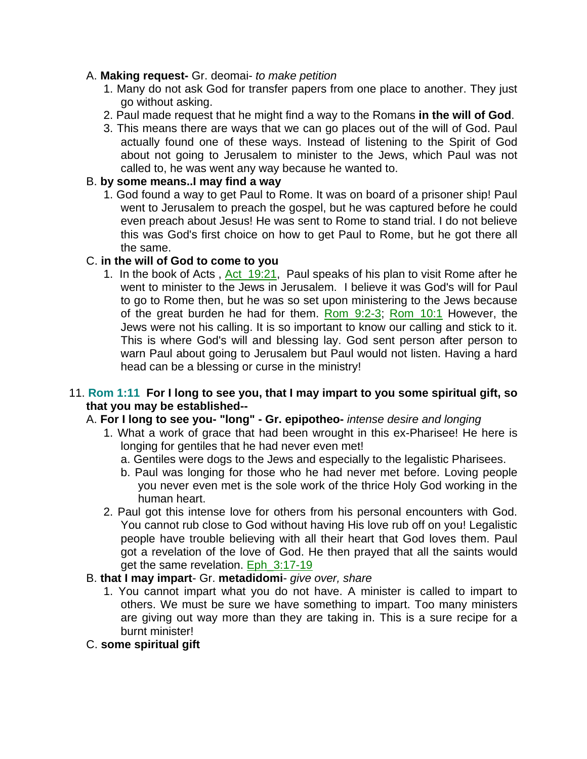A. **Making request-** Gr. deomai- *to make petition*

1. Many do not ask God for transfer papers from one place to another. They just go without asking.
2. Paul made request that he might find a way to the Romans **in the will of God**.
3. This means there are ways that we can go places out of the will of God. Paul actually found one of these ways. Instead of listening to the Spirit of God about not going to Jerusalem to minister to the Jews, which Paul was not called to, he was went any way because he wanted to.

B. **by some means..I may find a way**

1. God found a way to get Paul to Rome. It was on board of a prisoner ship! Paul went to Jerusalem to preach the gospel, but he was captured before he could even preach about Jesus! He was sent to Rome to stand trial. I do not believe this was God's first choice on how to get Paul to Rome, but he got there all the same.

C. **in the will of God to come to you**

1. In the book of Acts , Act_19:21, Paul speaks of his plan to visit Rome after he went to minister to the Jews in Jerusalem. I believe it was God's will for Paul to go to Rome then, but he was so set upon ministering to the Jews because of the great burden he had for them. Rom_9:2-3; Rom_10:1 However, the Jews were not his calling. It is so important to know our calling and stick to it. This is where God's will and blessing lay. God sent person after person to warn Paul about going to Jerusalem but Paul would not listen. Having a hard head can be a blessing or curse in the ministry!

11. **Rom 1:11 For I long to see you, that I may impart to you some spiritual gift, so that you may be established--**

A. **For I long to see you- "long" - Gr. epipotheo-** *intense desire and longing*

1. What a work of grace that had been wrought in this ex-Pharisee! He here is longing for gentiles that he had never even met!
   a. Gentiles were dogs to the Jews and especially to the legalistic Pharisees.
   b. Paul was longing for those who he had never met before. Loving people you never even met is the sole work of the thrice Holy God working in the human heart.
2. Paul got this intense love for others from his personal encounters with God. You cannot rub close to God without having His love rub off on you! Legalistic people have trouble believing with all their heart that God loves them. Paul got a revelation of the love of God. He then prayed that all the saints would get the same revelation. Eph_3:17-19

B. **that I may impart**- Gr. **metadidomi**- *give over, share*

1. You cannot impart what you do not have. A minister is called to impart to others. We must be sure we have something to impart. Too many ministers are giving out way more than they are taking in. This is a sure recipe for a burnt minister!

C. **some spiritual gift**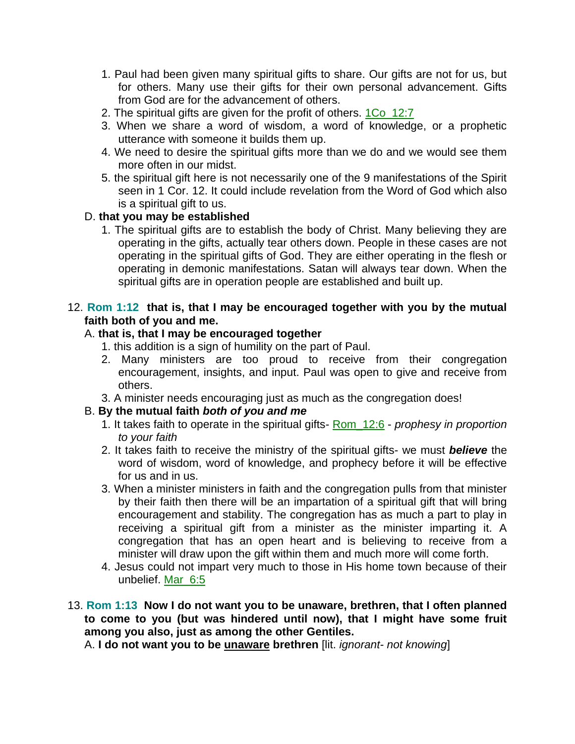1. Paul had been given many spiritual gifts to share. Our gifts are not for us, but for others. Many use their gifts for their own personal advancement. Gifts from God are for the advancement of others.
2. The spiritual gifts are given for the profit of others. 1Co_12:7
3. When we share a word of wisdom, a word of knowledge, or a prophetic utterance with someone it builds them up.
4. We need to desire the spiritual gifts more than we do and we would see them more often in our midst.
5. the spiritual gift here is not necessarily one of the 9 manifestations of the Spirit seen in 1 Cor. 12. It could include revelation from the Word of God which also is a spiritual gift to us.

D. **that you may be established**

1. The spiritual gifts are to establish the body of Christ. Many believing they are operating in the gifts, actually tear others down. People in these cases are not operating in the spiritual gifts of God. They are either operating in the flesh or operating in demonic manifestations. Satan will always tear down. When the spiritual gifts are in operation people are established and built up.

12. **Rom 1:12 that is, that I may be encouraged together with you by the mutual faith both of you and me.**

A. **that is, that I may be encouraged together**

1. this addition is a sign of humility on the part of Paul.
2. Many ministers are too proud to receive from their congregation encouragement, insights, and input. Paul was open to give and receive from others.
3. A minister needs encouraging just as much as the congregation does!

B. **By the mutual faith *both of you and me***

1. It takes faith to operate in the spiritual gifts- Rom_12:6 - *prophesy in proportion to your faith*
2. It takes faith to receive the ministry of the spiritual gifts- we must ***believe*** the word of wisdom, word of knowledge, and prophecy before it will be effective for us and in us.
3. When a minister ministers in faith and the congregation pulls from that minister by their faith then there will be an impartation of a spiritual gift that will bring encouragement and stability. The congregation has as much a part to play in receiving a spiritual gift from a minister as the minister imparting it. A congregation that has an open heart and is believing to receive from a minister will draw upon the gift within them and much more will come forth.
4. Jesus could not impart very much to those in His home town because of their unbelief. Mar_6:5

13. **Rom 1:13 Now I do not want you to be unaware, brethren, that I often planned to come to you (but was hindered until now), that I might have some fruit among you also, just as among the other Gentiles.**

A. **I do not want you to be <u>unaware</u> brethren** [lit. *ignorant- not knowing*]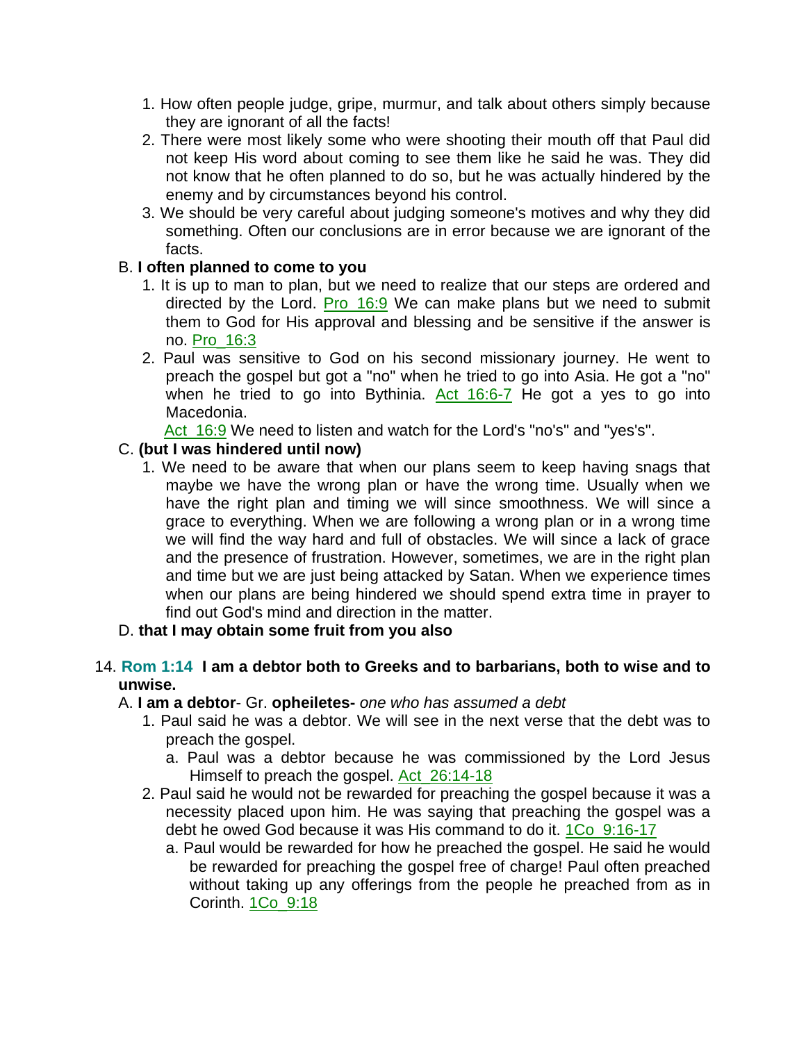1. How often people judge, gripe, murmur, and talk about others simply because they are ignorant of all the facts!
2. There were most likely some who were shooting their mouth off that Paul did not keep His word about coming to see them like he said he was. They did not know that he often planned to do so, but he was actually hindered by the enemy and by circumstances beyond his control.
3. We should be very careful about judging someone's motives and why they did something. Often our conclusions are in error because we are ignorant of the facts.

B. **I often planned to come to you**

1. It is up to man to plan, but we need to realize that our steps are ordered and directed by the Lord. Pro_16:9 We can make plans but we need to submit them to God for His approval and blessing and be sensitive if the answer is no. Pro_16:3
2. Paul was sensitive to God on his second missionary journey. He went to preach the gospel but got a "no" when he tried to go into Asia. He got a "no" when he tried to go into Bythinia. Act_16:6-7 He got a yes to go into Macedonia.
   Act_16:9 We need to listen and watch for the Lord's "no's" and "yes's".

C. **(but I was hindered until now)**

1. We need to be aware that when our plans seem to keep having snags that maybe we have the wrong plan or have the wrong time. Usually when we have the right plan and timing we will since smoothness. We will since a grace to everything. When we are following a wrong plan or in a wrong time we will find the way hard and full of obstacles. We will since a lack of grace and the presence of frustration. However, sometimes, we are in the right plan and time but we are just being attacked by Satan. When we experience times when our plans are being hindered we should spend extra time in prayer to find out God's mind and direction in the matter.

D. **that I may obtain some fruit from you also**

14. **Rom 1:14 I am a debtor both to Greeks and to barbarians, both to wise and to unwise.**

A. **I am a debtor**- Gr. **opheiletes-** *one who has assumed a debt*

1. Paul said he was a debtor. We will see in the next verse that the debt was to preach the gospel.
   a. Paul was a debtor because he was commissioned by the Lord Jesus Himself to preach the gospel. Act_26:14-18
2. Paul said he would not be rewarded for preaching the gospel because it was a necessity placed upon him. He was saying that preaching the gospel was a debt he owed God because it was His command to do it. 1Co_9:16-17
   a. Paul would be rewarded for how he preached the gospel. He said he would be rewarded for preaching the gospel free of charge! Paul often preached without taking up any offerings from the people he preached from as in Corinth. 1Co_9:18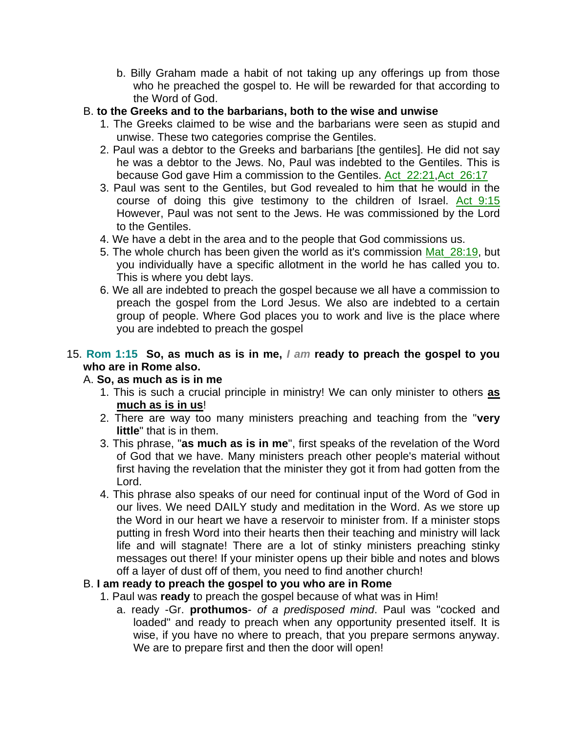b. Billy Graham made a habit of not taking up any offerings up from those who he preached the gospel to. He will be rewarded for that according to the Word of God.

B. **to the Greeks and to the barbarians, both to the wise and unwise**

1. The Greeks claimed to be wise and the barbarians were seen as stupid and unwise. These two categories comprise the Gentiles.
2. Paul was a debtor to the Greeks and barbarians [the gentiles]. He did not say he was a debtor to the Jews. No, Paul was indebted to the Gentiles. This is because God gave Him a commission to the Gentiles. Act_22:21,Act_26:17
3. Paul was sent to the Gentiles, but God revealed to him that he would in the course of doing this give testimony to the children of Israel. Act_9:15 However, Paul was not sent to the Jews. He was commissioned by the Lord to the Gentiles.
4. We have a debt in the area and to the people that God commissions us.
5. The whole church has been given the world as it's commission Mat_28:19, but you individually have a specific allotment in the world he has called you to. This is where you debt lays.
6. We all are indebted to preach the gospel because we all have a commission to preach the gospel from the Lord Jesus. We also are indebted to a certain group of people. Where God places you to work and live is the place where you are indebted to preach the gospel

15. **Rom 1:15 So, as much as is in me, *I am* ready to preach the gospel to you who are in Rome also.**

A. **So, as much as is in me**

1. This is such a crucial principle in ministry! We can only minister to others **as much as is in us**!
2. There are way too many ministers preaching and teaching from the "**very little**" that is in them.
3. This phrase, "**as much as is in me**", first speaks of the revelation of the Word of God that we have. Many ministers preach other people's material without first having the revelation that the minister they got it from had gotten from the Lord.
4. This phrase also speaks of our need for continual input of the Word of God in our lives. We need DAILY study and meditation in the Word. As we store up the Word in our heart we have a reservoir to minister from. If a minister stops putting in fresh Word into their hearts then their teaching and ministry will lack life and will stagnate! There are a lot of stinky ministers preaching stinky messages out there! If your minister opens up their bible and notes and blows off a layer of dust off of them, you need to find another church!

B. **I am ready to preach the gospel to you who are in Rome**

1. Paul was **ready** to preach the gospel because of what was in Him!
   a. ready -Gr. **prothumos**- *of a predisposed mind*. Paul was "cocked and loaded" and ready to preach when any opportunity presented itself. It is wise, if you have no where to preach, that you prepare sermons anyway. We are to prepare first and then the door will open!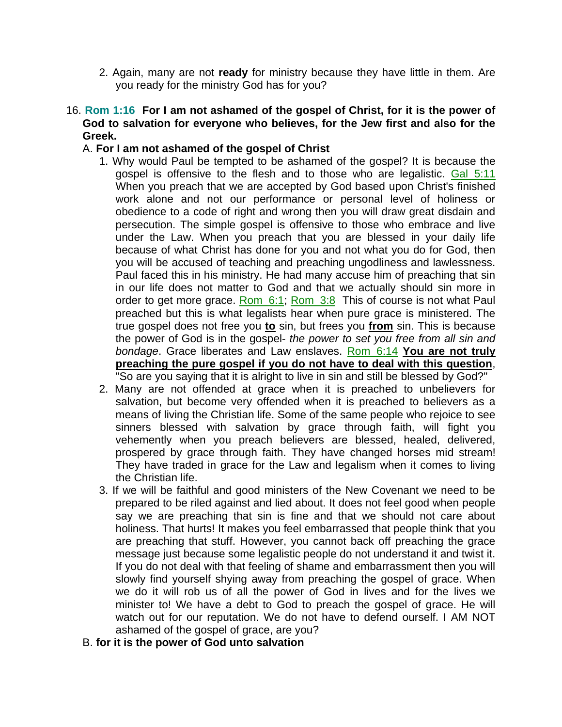2. Again, many are not **ready** for ministry because they have little in them. Are you ready for the ministry God has for you?

16. **Rom 1:16 For I am not ashamed of the gospel of Christ, for it is the power of God to salvation for everyone who believes, for the Jew first and also for the Greek.**

   A. **For I am not ashamed of the gospel of Christ**

   1. Why would Paul be tempted to be ashamed of the gospel? It is because the gospel is offensive to the flesh and to those who are legalistic. Gal 5:11 When you preach that we are accepted by God based upon Christ's finished work alone and not our performance or personal level of holiness or obedience to a code of right and wrong then you will draw great disdain and persecution. The simple gospel is offensive to those who embrace and live under the Law. When you preach that you are blessed in your daily life because of what Christ has done for you and not what you do for God, then you will be accused of teaching and preaching ungodliness and lawlessness. Paul faced this in his ministry. He had many accuse him of preaching that sin in our life does not matter to God and that we actually should sin more in order to get more grace. Rom 6:1; Rom 3:8 This of course is not what Paul preached but this is what legalists hear when pure grace is ministered. The true gospel does not free you **to** sin, but frees you **from** sin. This is because the power of God is in the gospel- *the power to set you free from all sin and bondage*. Grace liberates and Law enslaves. Rom 6:14 **You are not truly preaching the pure gospel if you do not have to deal with this question**, "So are you saying that it is alright to live in sin and still be blessed by God?"
   2. Many are not offended at grace when it is preached to unbelievers for salvation, but become very offended when it is preached to believers as a means of living the Christian life. Some of the same people who rejoice to see sinners blessed with salvation by grace through faith, will fight you vehemently when you preach believers are blessed, healed, delivered, prospered by grace through faith. They have changed horses mid stream! They have traded in grace for the Law and legalism when it comes to living the Christian life.
   3. If we will be faithful and good ministers of the New Covenant we need to be prepared to be riled against and lied about. It does not feel good when people say we are preaching that sin is fine and that we should not care about holiness. That hurts! It makes you feel embarrassed that people think that you are preaching that stuff. However, you cannot back off preaching the grace message just because some legalistic people do not understand it and twist it. If you do not deal with that feeling of shame and embarrassment then you will slowly find yourself shying away from preaching the gospel of grace. When we do it will rob us of all the power of God in lives and for the lives we minister to! We have a debt to God to preach the gospel of grace. He will watch out for our reputation. We do not have to defend ourself. I AM NOT ashamed of the gospel of grace, are you?

   B. **for it is the power of God unto salvation**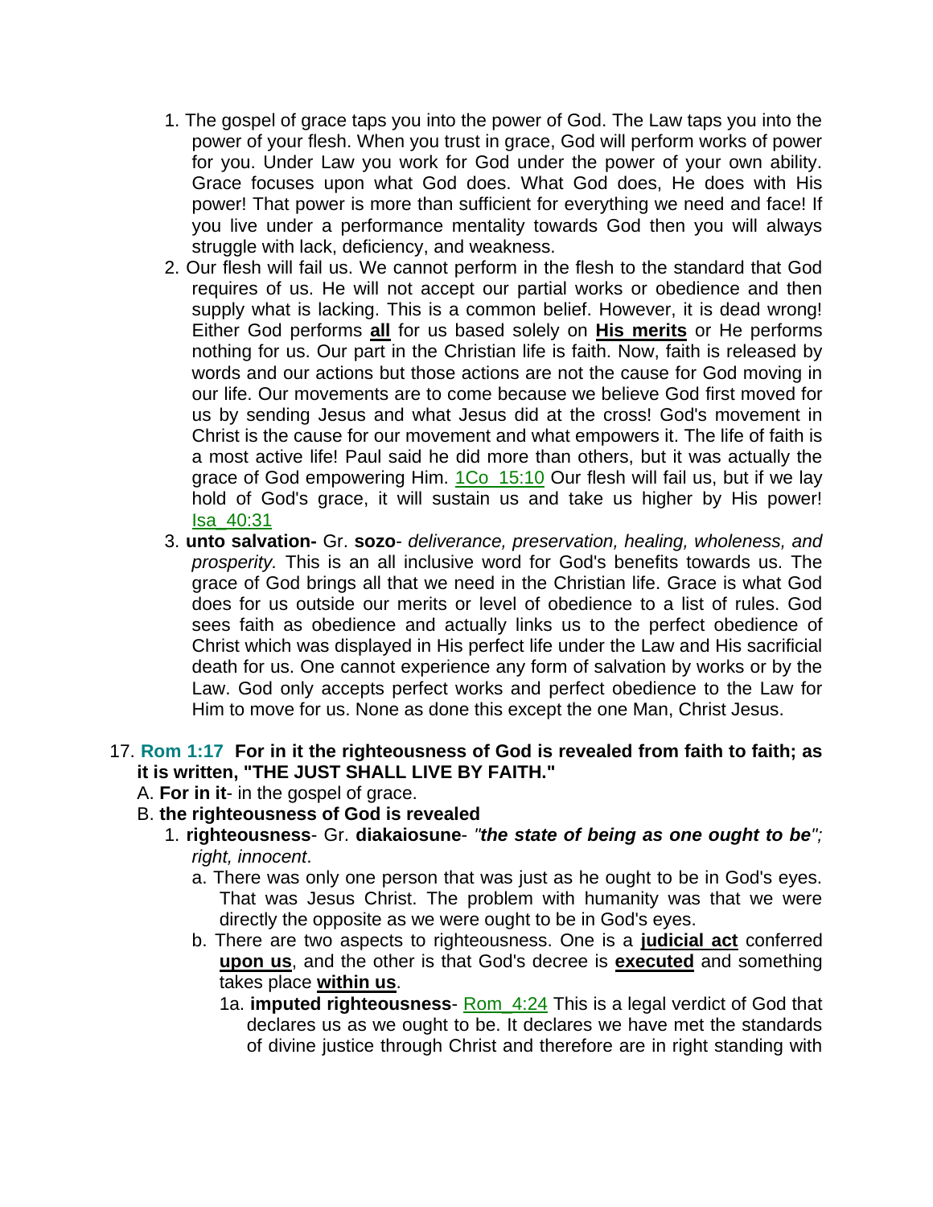1. The gospel of grace taps you into the power of God. The Law taps you into the power of your flesh. When you trust in grace, God will perform works of power for you. Under Law you work for God under the power of your own ability. Grace focuses upon what God does. What God does, He does with His power! That power is more than sufficient for everything we need and face! If you live under a performance mentality towards God then you will always struggle with lack, deficiency, and weakness.
2. Our flesh will fail us. We cannot perform in the flesh to the standard that God requires of us. He will not accept our partial works or obedience and then supply what is lacking. This is a common belief. However, it is dead wrong! Either God performs **all** for us based solely on **His merits** or He performs nothing for us. Our part in the Christian life is faith. Now, faith is released by words and our actions but those actions are not the cause for God moving in our life. Our movements are to come because we believe God first moved for us by sending Jesus and what Jesus did at the cross! God's movement in Christ is the cause for our movement and what empowers it. The life of faith is a most active life! Paul said he did more than others, but it was actually the grace of God empowering Him. 1Co_15:10 Our flesh will fail us, but if we lay hold of God's grace, it will sustain us and take us higher by His power! Isa_40:31
3. **unto salvation-** Gr. **sozo**- *deliverance, preservation, healing, wholeness, and prosperity.* This is an all inclusive word for God's benefits towards us. The grace of God brings all that we need in the Christian life. Grace is what God does for us outside our merits or level of obedience to a list of rules. God sees faith as obedience and actually links us to the perfect obedience of Christ which was displayed in His perfect life under the Law and His sacrificial death for us. One cannot experience any form of salvation by works or by the Law. God only accepts perfect works and perfect obedience to the Law for Him to move for us. None as done this except the one Man, Christ Jesus.

17. **Rom 1:17 For in it the righteousness of God is revealed from faith to faith; as it is written, "THE JUST SHALL LIVE BY FAITH."**

A. **For in it**- in the gospel of grace.

B. **the righteousness of God is revealed**

1. **righteousness**- Gr. **diakaiosune**- *"**the state of being as one ought to be**"; right, innocent*.
   a. There was only one person that was just as he ought to be in God's eyes. That was Jesus Christ. The problem with humanity was that we were directly the opposite as we were ought to be in God's eyes.
   b. There are two aspects to righteousness. One is a **judicial act** conferred **upon us**, and the other is that God's decree is **executed** and something takes place **within us**.
      1a. **imputed righteousness**- Rom_4:24 This is a legal verdict of God that declares us as we ought to be. It declares we have met the standards of divine justice through Christ and therefore are in right standing with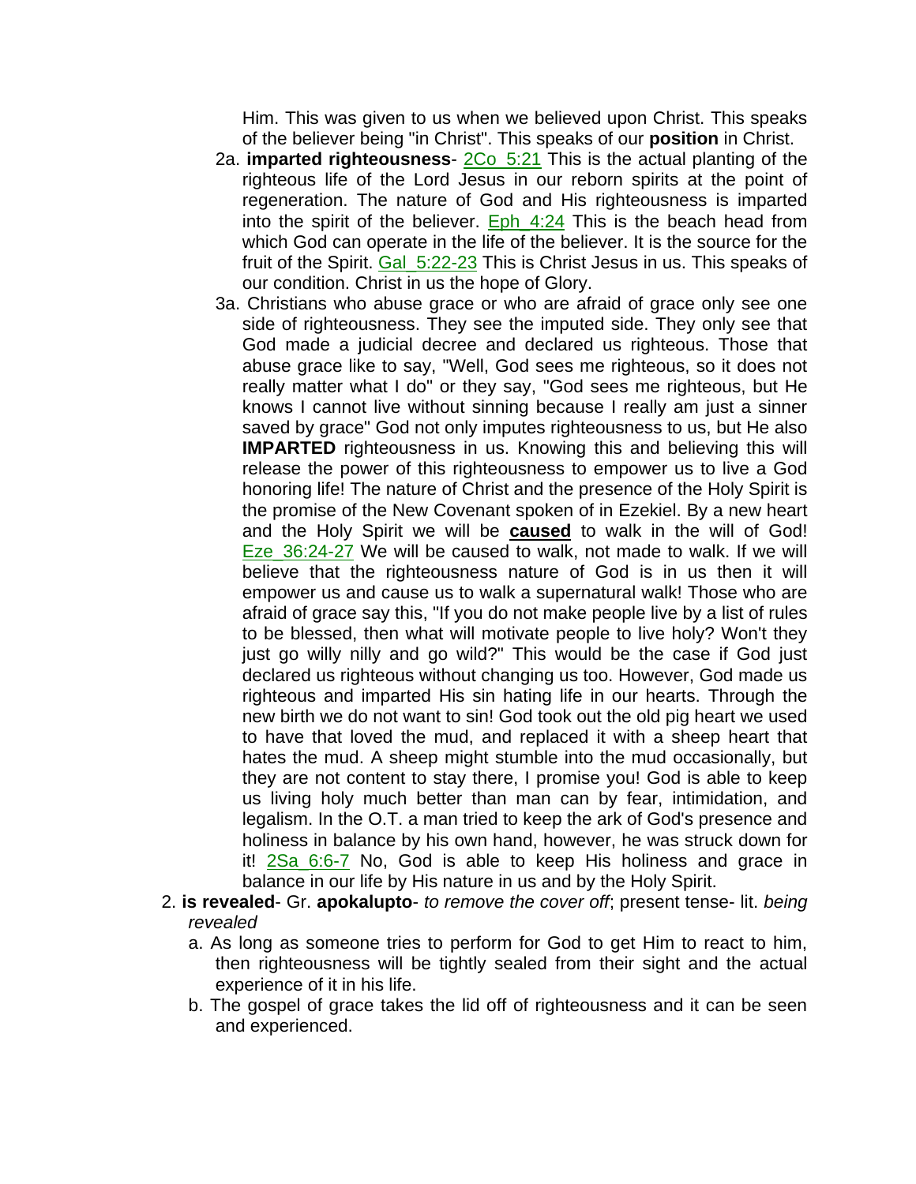Him. This was given to us when we believed upon Christ. This speaks of the believer being "in Christ". This speaks of our **position** in Christ.

   2a. **imparted righteousness**- 2Co_5:21 This is the actual planting of the righteous life of the Lord Jesus in our reborn spirits at the point of regeneration. The nature of God and His righteousness is imparted into the spirit of the believer. Eph_4:24 This is the beach head from which God can operate in the life of the believer. It is the source for the fruit of the Spirit. Gal_5:22-23 This is Christ Jesus in us. This speaks of our condition. Christ in us the hope of Glory.

   3a. Christians who abuse grace or who are afraid of grace only see one side of righteousness. They see the imputed side. They only see that God made a judicial decree and declared us righteous. Those that abuse grace like to say, "Well, God sees me righteous, so it does not really matter what I do" or they say, "God sees me righteous, but He knows I cannot live without sinning because I really am just a sinner saved by grace" God not only imputes righteousness to us, but He also **IMPARTED** righteousness in us. Knowing this and believing this will release the power of this righteousness to empower us to live a God honoring life! The nature of Christ and the presence of the Holy Spirit is the promise of the New Covenant spoken of in Ezekiel. By a new heart and the Holy Spirit we will be **caused** to walk in the will of God! Eze_36:24-27 We will be caused to walk, not made to walk. If we will believe that the righteousness nature of God is in us then it will empower us and cause us to walk a supernatural walk! Those who are afraid of grace say this, "If you do not make people live by a list of rules to be blessed, then what will motivate people to live holy? Won't they just go willy nilly and go wild?" This would be the case if God just declared us righteous without changing us too. However, God made us righteous and imparted His sin hating life in our hearts. Through the new birth we do not want to sin! God took out the old pig heart we used to have that loved the mud, and replaced it with a sheep heart that hates the mud. A sheep might stumble into the mud occasionally, but they are not content to stay there, I promise you! God is able to keep us living holy much better than man can by fear, intimidation, and legalism. In the O.T. a man tried to keep the ark of God's presence and holiness in balance by his own hand, however, he was struck down for it! 2Sa_6:6-7 No, God is able to keep His holiness and grace in balance in our life by His nature in us and by the Holy Spirit.

2. **is revealed**- Gr. **apokalupto**- *to remove the cover off*; present tense- lit. *being revealed*
   a. As long as someone tries to perform for God to get Him to react to him, then righteousness will be tightly sealed from their sight and the actual experience of it in his life.
   b. The gospel of grace takes the lid off of righteousness and it can be seen and experienced.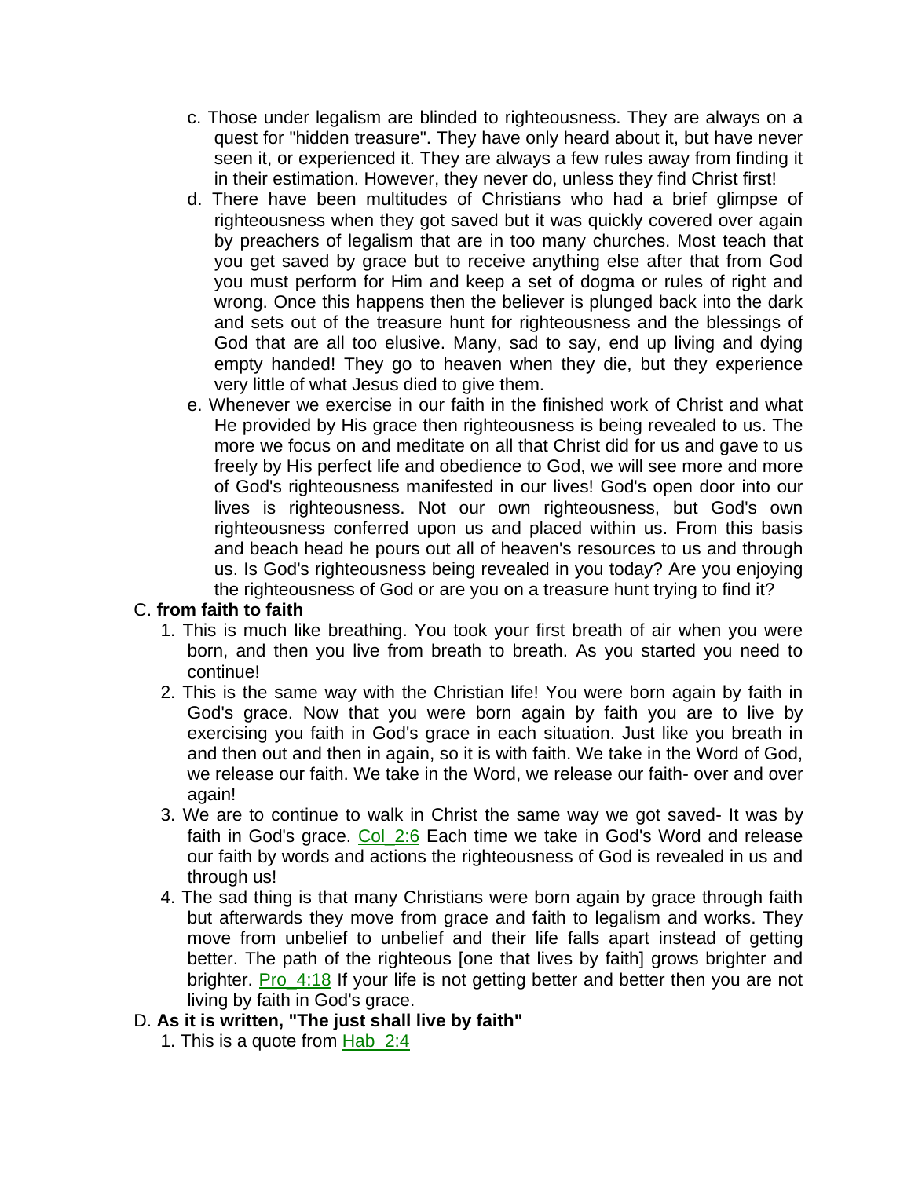c. Those under legalism are blinded to righteousness. They are always on a quest for "hidden treasure". They have only heard about it, but have never seen it, or experienced it. They are always a few rules away from finding it in their estimation. However, they never do, unless they find Christ first!

d. There have been multitudes of Christians who had a brief glimpse of righteousness when they got saved but it was quickly covered over again by preachers of legalism that are in too many churches. Most teach that you get saved by grace but to receive anything else after that from God you must perform for Him and keep a set of dogma or rules of right and wrong. Once this happens then the believer is plunged back into the dark and sets out of the treasure hunt for righteousness and the blessings of God that are all too elusive. Many, sad to say, end up living and dying empty handed! They go to heaven when they die, but they experience very little of what Jesus died to give them.

e. Whenever we exercise in our faith in the finished work of Christ and what He provided by His grace then righteousness is being revealed to us. The more we focus on and meditate on all that Christ did for us and gave to us freely by His perfect life and obedience to God, we will see more and more of God's righteousness manifested in our lives! God's open door into our lives is righteousness. Not our own righteousness, but God's own righteousness conferred upon us and placed within us. From this basis and beach head he pours out all of heaven's resources to us and through us. Is God's righteousness being revealed in you today? Are you enjoying the righteousness of God or are you on a treasure hunt trying to find it?

C. **from faith to faith**

1. This is much like breathing. You took your first breath of air when you were born, and then you live from breath to breath. As you started you need to continue!
2. This is the same way with the Christian life! You were born again by faith in God's grace. Now that you were born again by faith you are to live by exercising you faith in God's grace in each situation. Just like you breath in and then out and then in again, so it is with faith. We take in the Word of God, we release our faith. We take in the Word, we release our faith- over and over again!
3. We are to continue to walk in Christ the same way we got saved- It was by faith in God's grace. Col_2:6 Each time we take in God's Word and release our faith by words and actions the righteousness of God is revealed in us and through us!
4. The sad thing is that many Christians were born again by grace through faith but afterwards they move from grace and faith to legalism and works. They move from unbelief to unbelief and their life falls apart instead of getting better. The path of the righteous [one that lives by faith] grows brighter and brighter. Pro_4:18 If your life is not getting better and better then you are not living by faith in God's grace.

D. **As it is written, "The just shall live by faith"**

1. This is a quote from Hab_2:4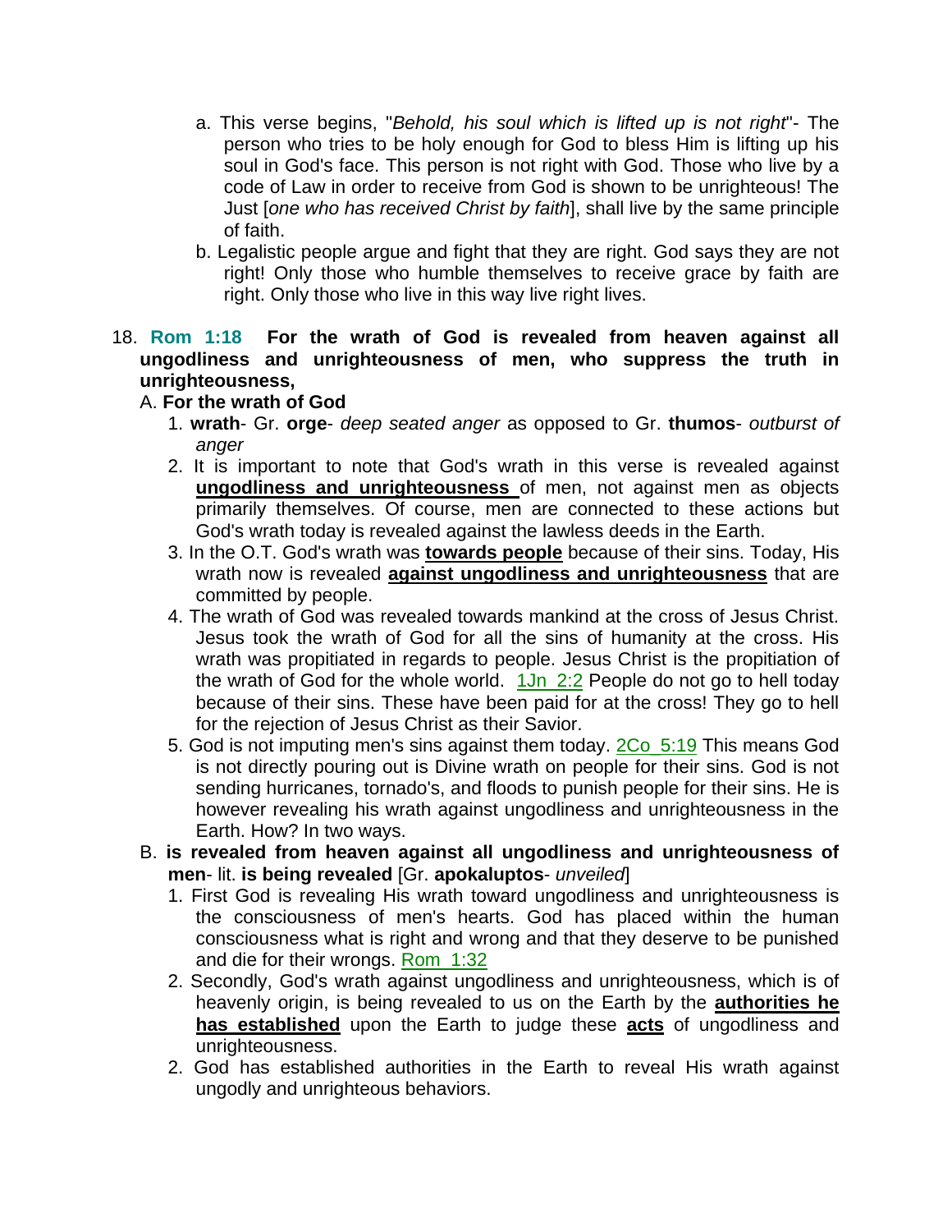a. This verse begins, "*Behold, his soul which is lifted up is not right*"- The person who tries to be holy enough for God to bless Him is lifting up his soul in God's face. This person is not right with God. Those who live by a code of Law in order to receive from God is shown to be unrighteous! The Just [*one who has received Christ by faith*], shall live by the same principle of faith.

b. Legalistic people argue and fight that they are right. God says they are not right! Only those who humble themselves to receive grace by faith are right. Only those who live in this way live right lives.

18. **Rom 1:18 For the wrath of God is revealed from heaven against all ungodliness and unrighteousness of men, who suppress the truth in unrighteousness,**

A. **For the wrath of God**

1. **wrath**- Gr. **orge**- *deep seated anger* as opposed to Gr. **thumos**- *outburst of anger*
2. It is important to note that God's wrath in this verse is revealed against **ungodliness and unrighteousness** of men, not against men as objects primarily themselves. Of course, men are connected to these actions but God's wrath today is revealed against the lawless deeds in the Earth.
3. In the O.T. God's wrath was **towards people** because of their sins. Today, His wrath now is revealed **against ungodliness and unrighteousness** that are committed by people.
4. The wrath of God was revealed towards mankind at the cross of Jesus Christ. Jesus took the wrath of God for all the sins of humanity at the cross. His wrath was propitiated in regards to people. Jesus Christ is the propitiation of the wrath of God for the whole world. 1Jn_2:2 People do not go to hell today because of their sins. These have been paid for at the cross! They go to hell for the rejection of Jesus Christ as their Savior.
5. God is not imputing men's sins against them today. 2Co_5:19 This means God is not directly pouring out is Divine wrath on people for their sins. God is not sending hurricanes, tornado's, and floods to punish people for their sins. He is however revealing his wrath against ungodliness and unrighteousness in the Earth. How? In two ways.

B. **is revealed from heaven against all ungodliness and unrighteousness of men**- lit. **is being revealed** [Gr. **apokaluptos**- *unveiled*]

1. First God is revealing His wrath toward ungodliness and unrighteousness is the consciousness of men's hearts. God has placed within the human consciousness what is right and wrong and that they deserve to be punished and die for their wrongs. Rom_1:32
2. Secondly, God's wrath against ungodliness and unrighteousness, which is of heavenly origin, is being revealed to us on the Earth by the **authorities he has established** upon the Earth to judge these **acts** of ungodliness and unrighteousness.
2. God has established authorities in the Earth to reveal His wrath against ungodly and unrighteous behaviors.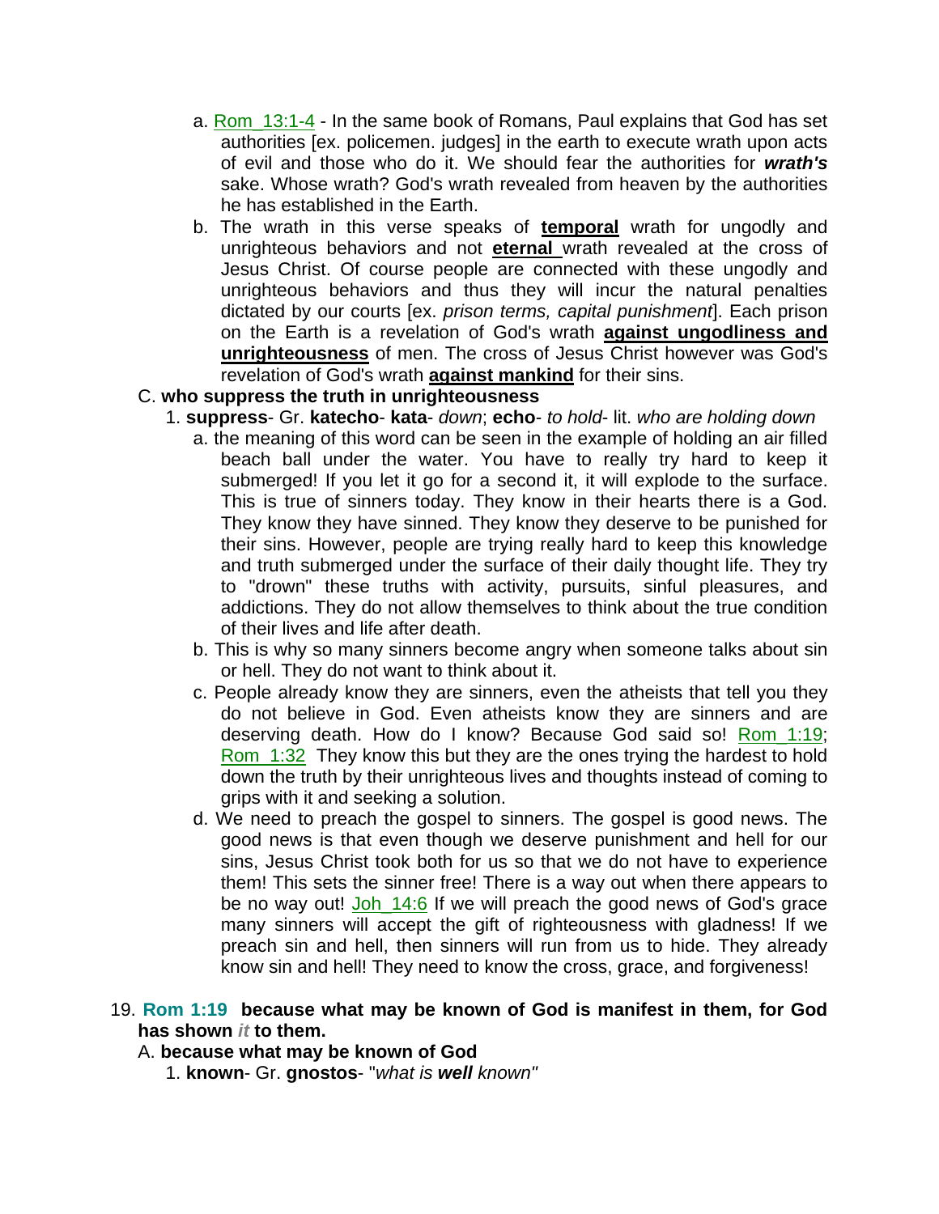a. Rom_13:1-4 - In the same book of Romans, Paul explains that God has set authorities [ex. policemen. judges] in the earth to execute wrath upon acts of evil and those who do it. We should fear the authorities for ***wrath's*** sake. Whose wrath? God's wrath revealed from heaven by the authorities he has established in the Earth.

b. The wrath in this verse speaks of **temporal** wrath for ungodly and unrighteous behaviors and not **eternal** wrath revealed at the cross of Jesus Christ. Of course people are connected with these ungodly and unrighteous behaviors and thus they will incur the natural penalties dictated by our courts [ex. *prison terms, capital punishment*]. Each prison on the Earth is a revelation of God's wrath **against ungodliness and unrighteousness** of men. The cross of Jesus Christ however was God's revelation of God's wrath **against mankind** for their sins.

C. **who suppress the truth in unrighteousness**

1. **suppress**- Gr. **katecho**- **kata**- *down*; **echo**- *to hold*- lit. *who are holding down*

a. the meaning of this word can be seen in the example of holding an air filled beach ball under the water. You have to really try hard to keep it submerged! If you let it go for a second it, it will explode to the surface. This is true of sinners today. They know in their hearts there is a God. They know they have sinned. They know they deserve to be punished for their sins. However, people are trying really hard to keep this knowledge and truth submerged under the surface of their daily thought life. They try to "drown" these truths with activity, pursuits, sinful pleasures, and addictions. They do not allow themselves to think about the true condition of their lives and life after death.

b. This is why so many sinners become angry when someone talks about sin or hell. They do not want to think about it.

c. People already know they are sinners, even the atheists that tell you they do not believe in God. Even atheists know they are sinners and are deserving death. How do I know? Because God said so! Rom_1:19; Rom_1:32 They know this but they are the ones trying the hardest to hold down the truth by their unrighteous lives and thoughts instead of coming to grips with it and seeking a solution.

d. We need to preach the gospel to sinners. The gospel is good news. The good news is that even though we deserve punishment and hell for our sins, Jesus Christ took both for us so that we do not have to experience them! This sets the sinner free! There is a way out when there appears to be no way out! Joh_14:6 If we will preach the good news of God's grace many sinners will accept the gift of righteousness with gladness! If we preach sin and hell, then sinners will run from us to hide. They already know sin and hell! They need to know the cross, grace, and forgiveness!

19. **Rom 1:19 because what may be known of God is manifest in them, for God has shown *it* to them.**

A. **because what may be known of God**

1. **known**- Gr. **gnostos**- "*what is **well** known"*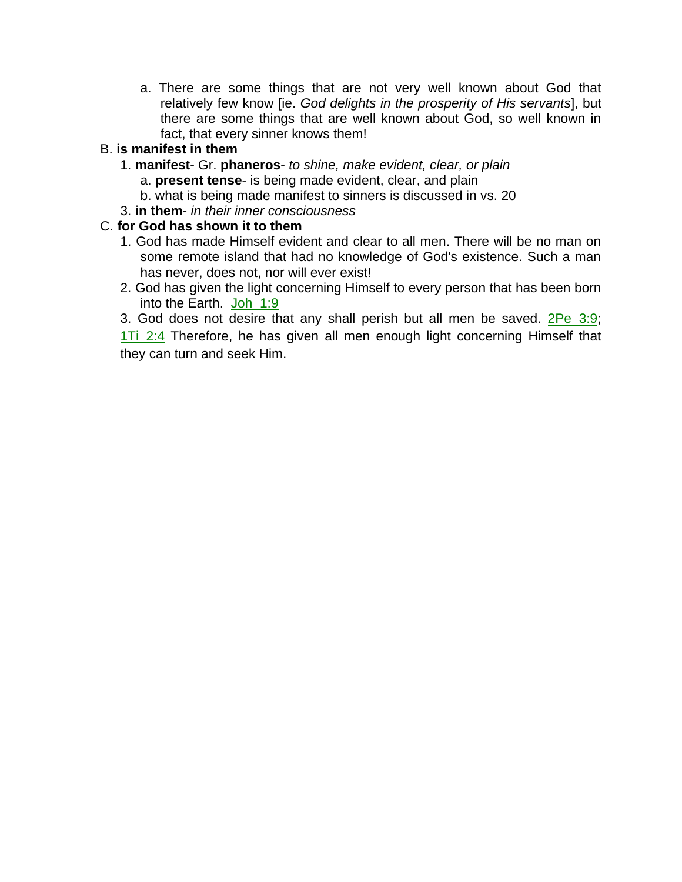a. There are some things that are not very well known about God that relatively few know [ie. *God delights in the prosperity of His servants*], but there are some things that are well known about God, so well known in fact, that every sinner knows them!

B. **is manifest in them**

   1. **manifest**- Gr. **phaneros**- *to shine, make evident, clear, or plain*

      a. **present tense**- is being made evident, clear, and plain

      b. what is being made manifest to sinners is discussed in vs. 20

   3. **in them**- *in their inner consciousness*

C. **for God has shown it to them**

   1. God has made Himself evident and clear to all men. There will be no man on some remote island that had no knowledge of God's existence. Such a man has never, does not, nor will ever exist!

   2. God has given the light concerning Himself to every person that has been born into the Earth. Joh_1:9

   3. God does not desire that any shall perish but all men be saved. 2Pe_3:9; 1Ti_2:4 Therefore, he has given all men enough light concerning Himself that they can turn and seek Him.